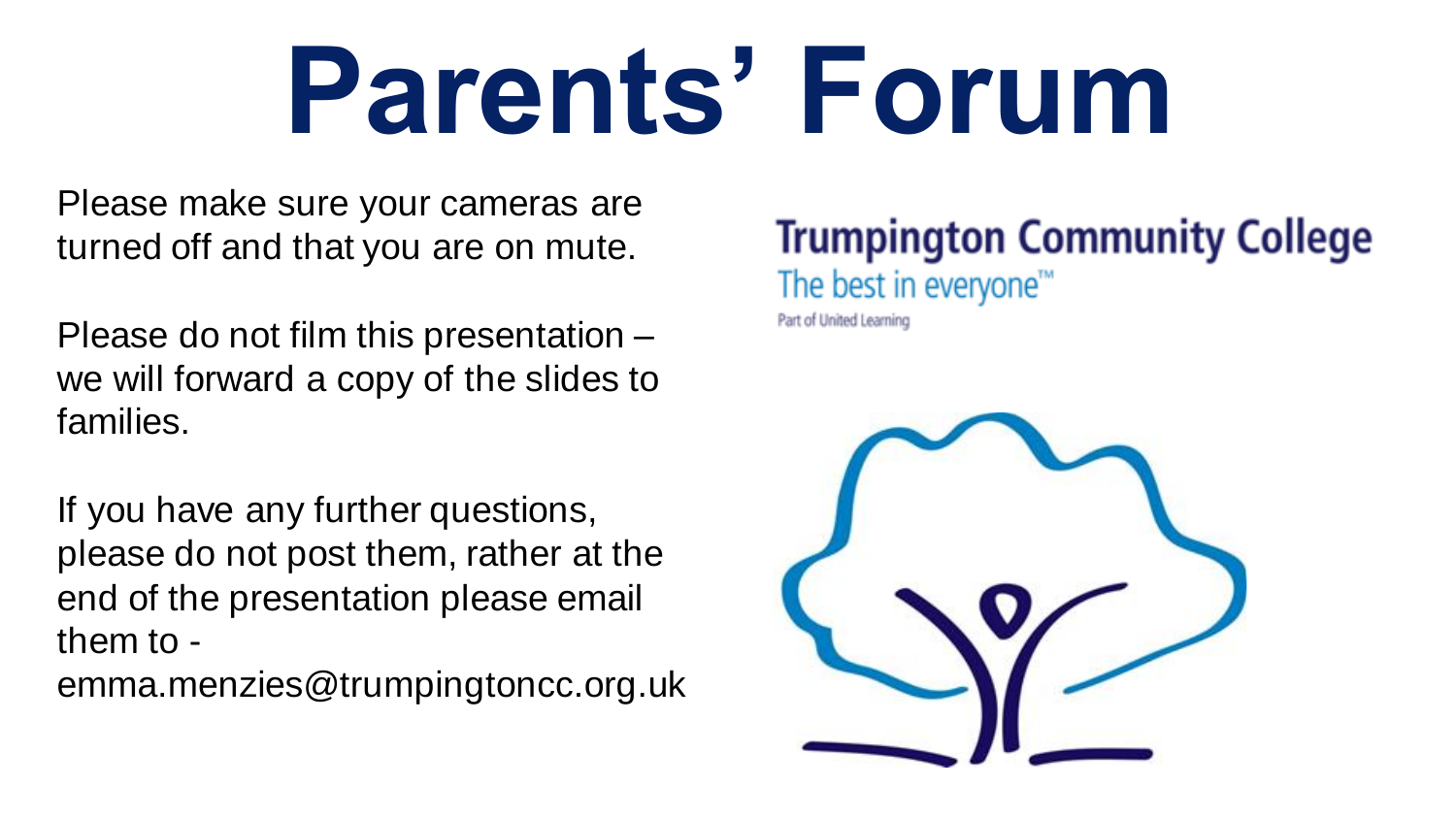# Parents' Forum

Please make sure your cameras are turned off and that you are on mute.

Please do not film this presentation – we will forward a copy of the slides to families.

If you have any further questions, please do not post them, rather at the end of the presentation please email them to - emma.menzies@trumpingtoncc.org.uk

**Trumpington Community College**

The best in everyone™

Part of United Learning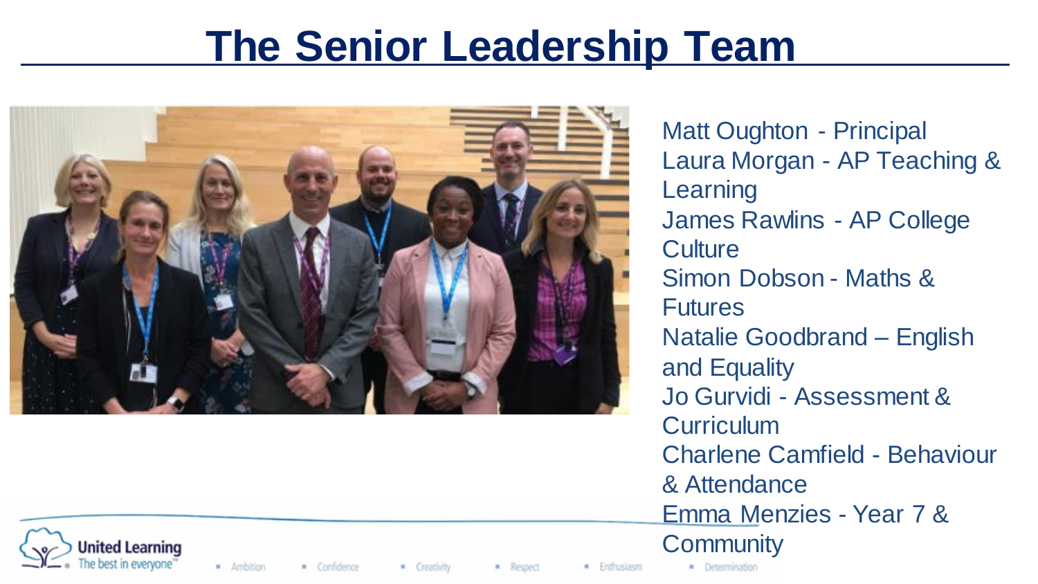# The Senior Leadership Team

Matt Oughton - Principal
Laura Morgan - AP Teaching & Learning
James Rawlins - AP College Culture
Simon Dobson - Maths & Futures
Natalie Goodbrand – English and Equality
Jo Gurvidi - Assessment & Curriculum
Charlene Camfield - Behaviour & Attendance
Emma Menzies - Year 7 & Community

United Learning
The best in everyone™

- Ambition
- Confidence
- Creativity
- Respect
- Enthusiasm
- Determination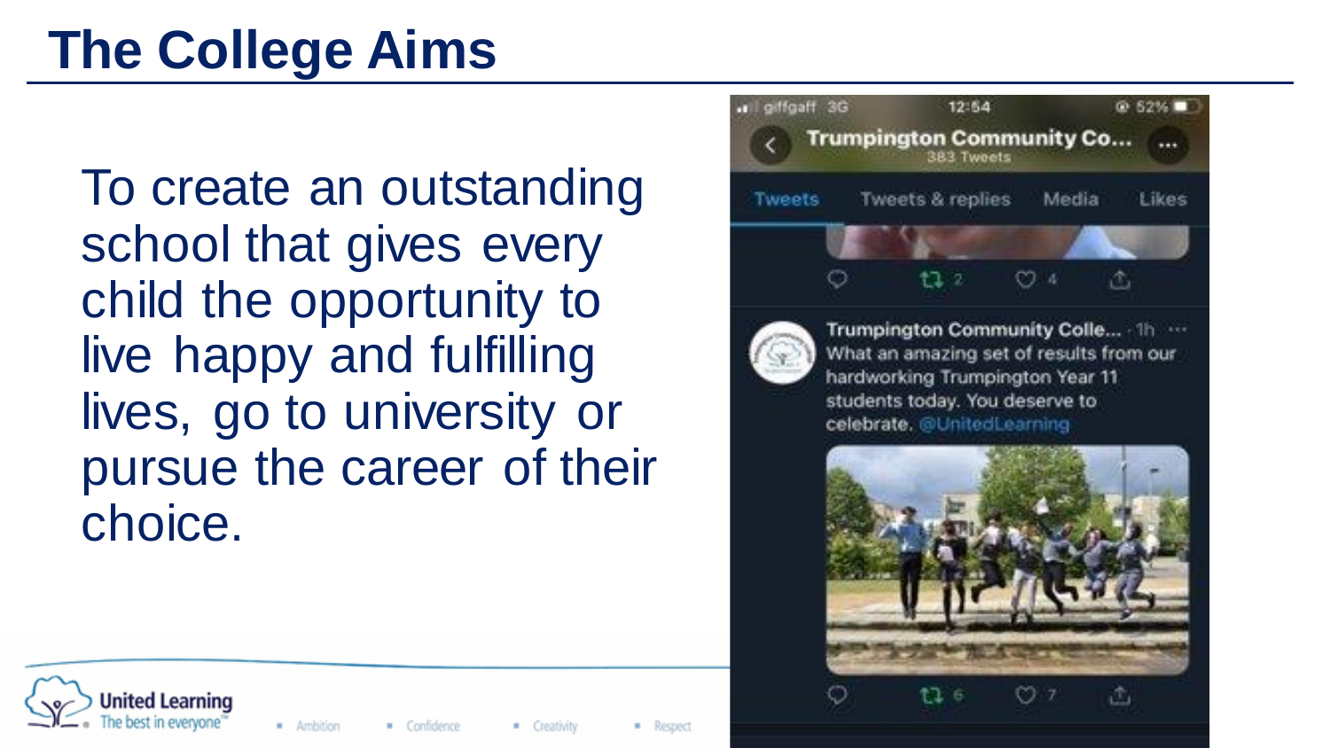# The College Aims

To create an outstanding school that gives every child the opportunity to live happy and fulfilling lives, go to university or pursue the career of their choice.

giffgaff 3G 12:54 52%

Trumpington Community Co...
383 Tweets

Tweets | Tweets & replies | Media | Likes

2 4

Trumpington Community Colle... · 1h
What an amazing set of results from our hardworking Trumpington Year 11 students today. You deserve to celebrate. @UnitedLearning

6 7

United Learning
The best in everyone™

- Ambition
- Confidence
- Creativity
- Respect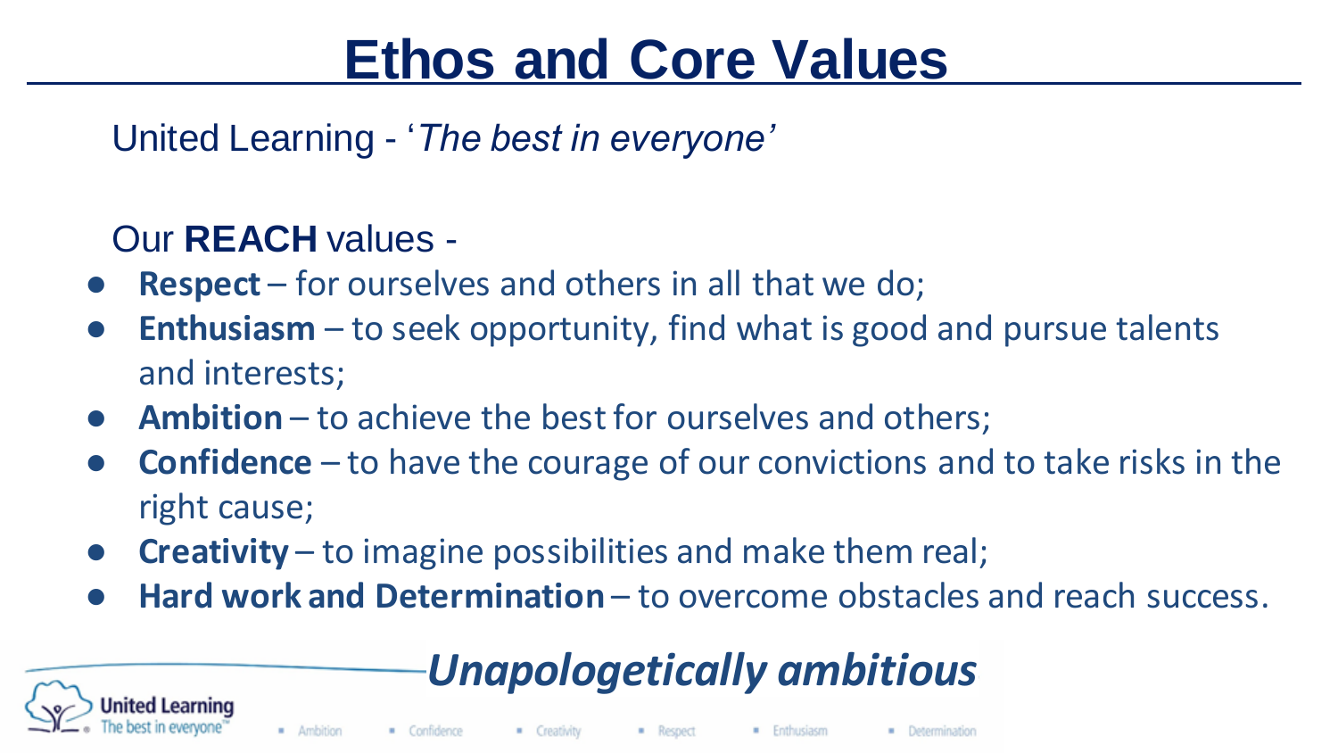# Ethos and Core Values

United Learning - '*The best in everyone*'

Our **REACH** values -

- **Respect** – for ourselves and others in all that we do;
- **Enthusiasm** – to seek opportunity, find what is good and pursue talents and interests;
- **Ambition** – to achieve the best for ourselves and others;
- **Confidence** – to have the courage of our convictions and to take risks in the right cause;
- **Creativity** – to imagine possibilities and make them real;
- **Hard work and Determination** – to overcome obstacles and reach success.

***Unapologetically ambitious***

United Learning
The best in everyone™

- Ambition
- Confidence
- Creativity
- Respect
- Enthusiasm
- Determination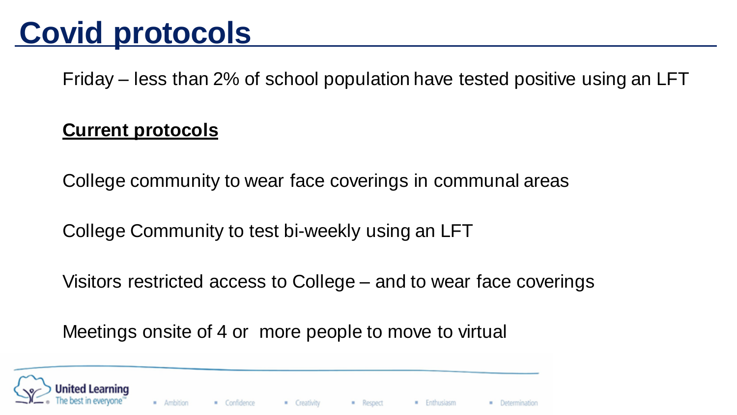# Covid protocols

Friday – less than 2% of school population have tested positive using an LFT

**Current protocols**

College community to wear face coverings in communal areas

College Community to test bi-weekly using an LFT

Visitors restricted access to College – and to wear face coverings

Meetings onsite of 4 or more people to move to virtual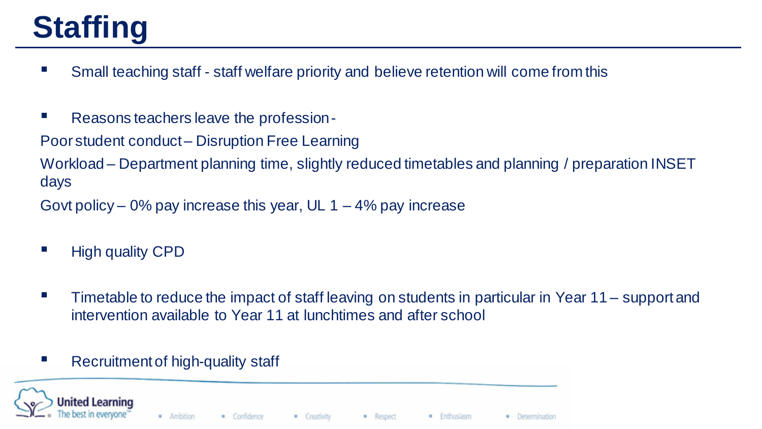# Staffing

- Small teaching staff - staff welfare priority and believe retention will come from this

- Reasons teachers leave the profession -

Poor student conduct – Disruption Free Learning

Workload – Department planning time, slightly reduced timetables and planning / preparation INSET days

Govt policy – 0% pay increase this year, UL 1 – 4% pay increase

- High quality CPD

- Timetable to reduce the impact of staff leaving on students in particular in Year 11 – support and intervention available to Year 11 at lunchtimes and after school

- Recruitment of high-quality staff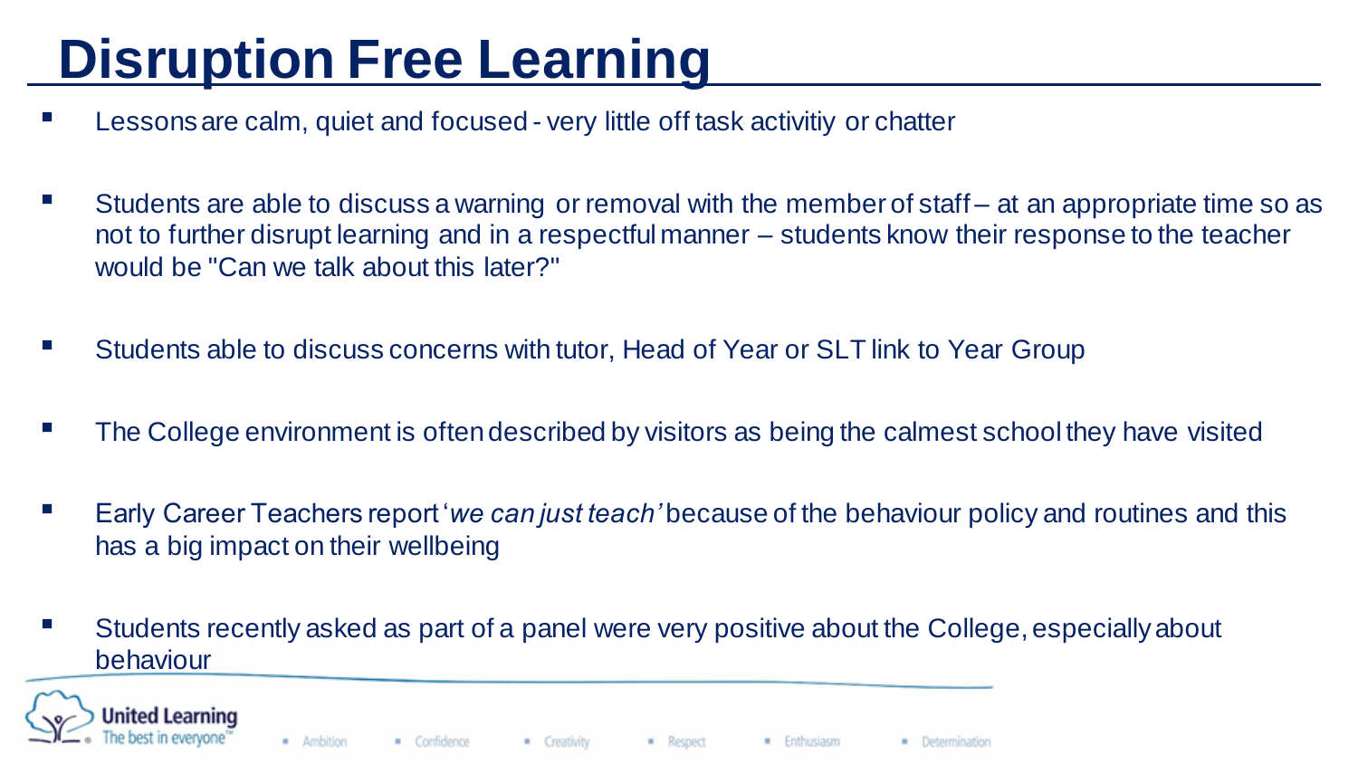# Disruption Free Learning

- Lessons are calm, quiet and focused - very little off task activitiy or chatter
- Students are able to discuss a warning or removal with the member of staff – at an appropriate time so as not to further disrupt learning and in a respectful manner – students know their response to the teacher would be "Can we talk about this later?"
- Students able to discuss concerns with tutor, Head of Year or SLT link to Year Group
- The College environment is often described by visitors as being the calmest school they have visited
- Early Career Teachers report '*we can just teach'* because of the behaviour policy and routines and this has a big impact on their wellbeing
- Students recently asked as part of a panel were very positive about the College, especially about behaviour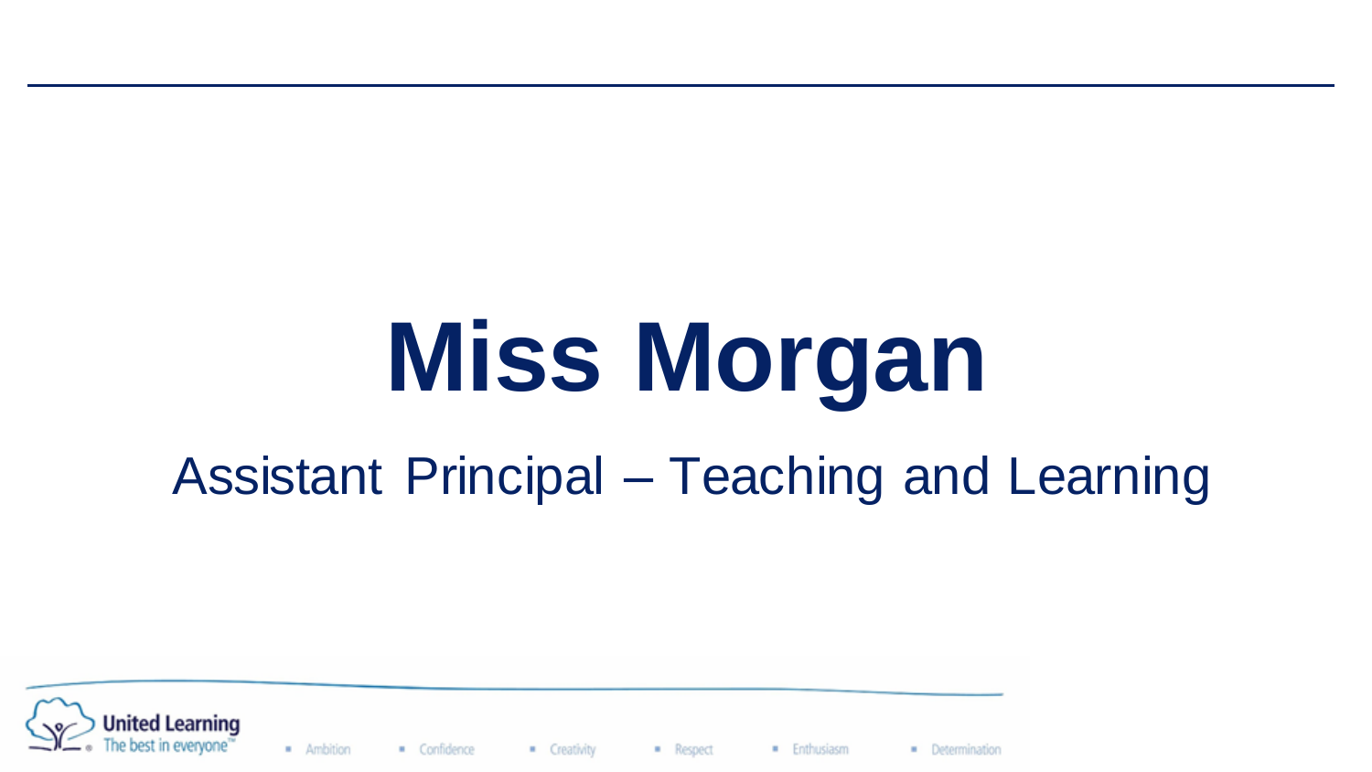# Miss Morgan

Assistant Principal – Teaching and Learning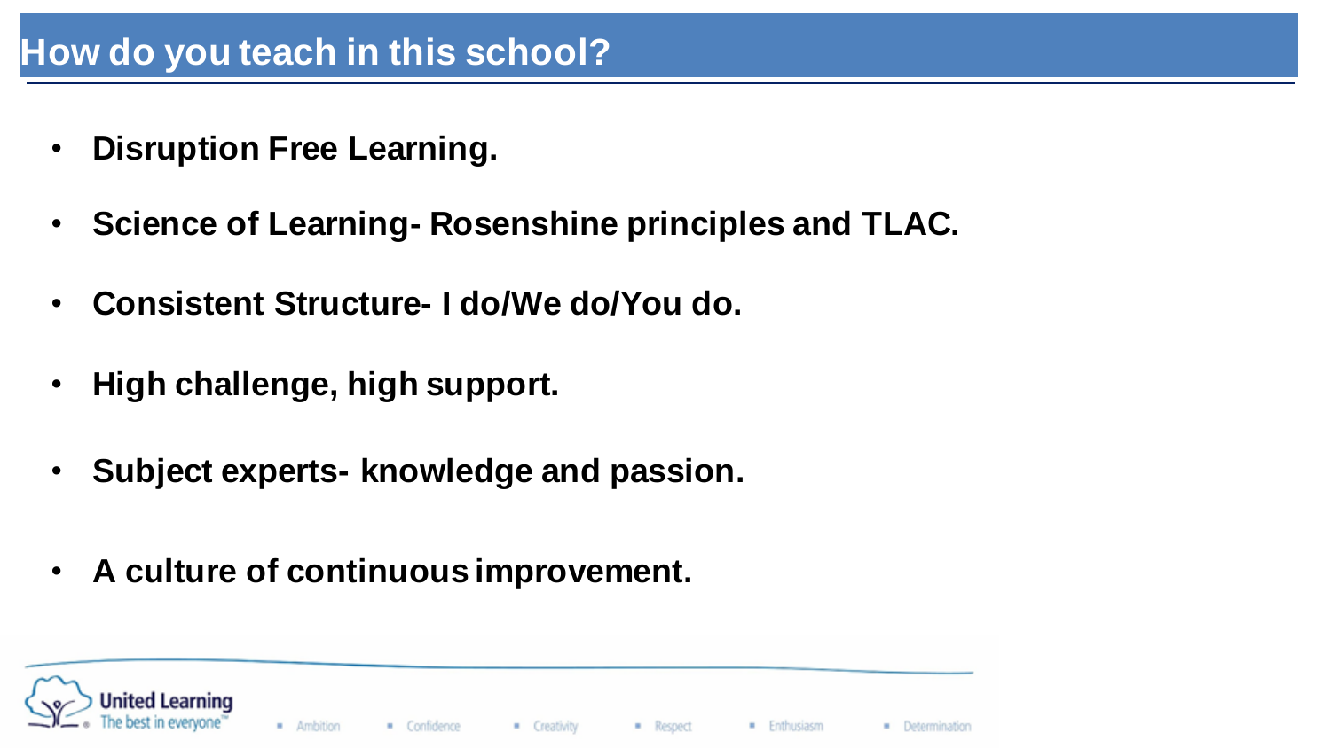# How do you teach in this school?

- **Disruption Free Learning.**
- **Science of Learning- Rosenshine principles and TLAC.**
- **Consistent Structure- I do/We do/You do.**
- **High challenge, high support.**
- **Subject experts- knowledge and passion.**
- **A culture of continuous improvement.**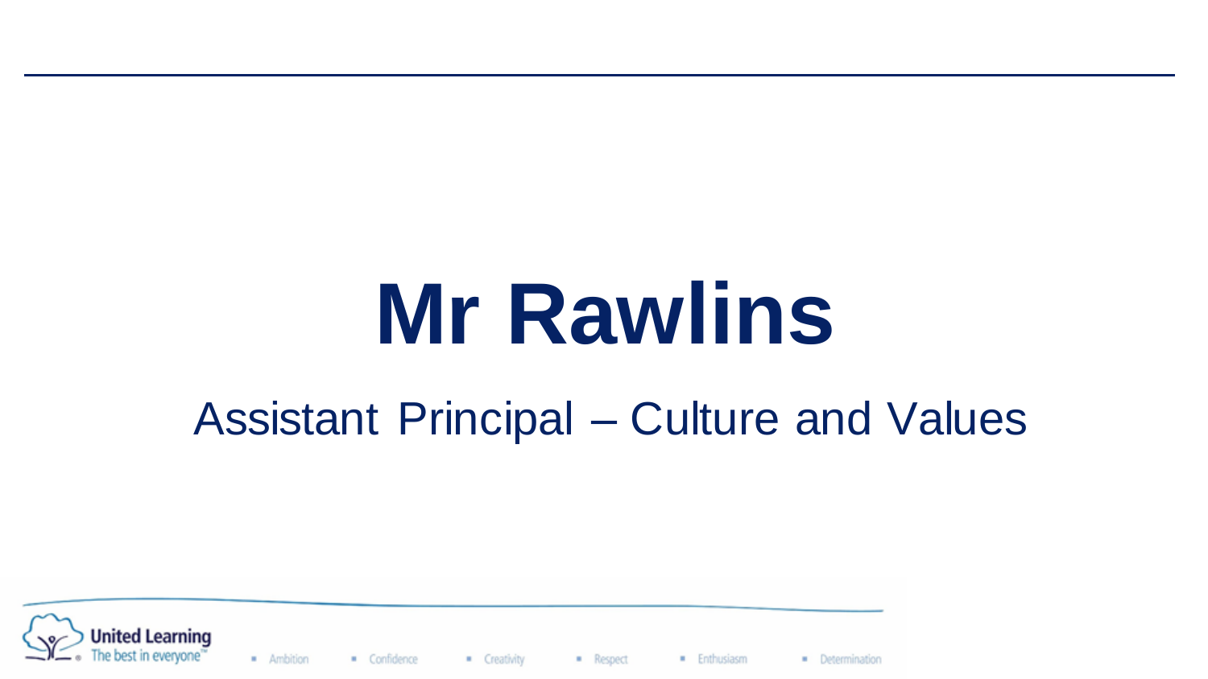# Mr Rawlins

Assistant Principal – Culture and Values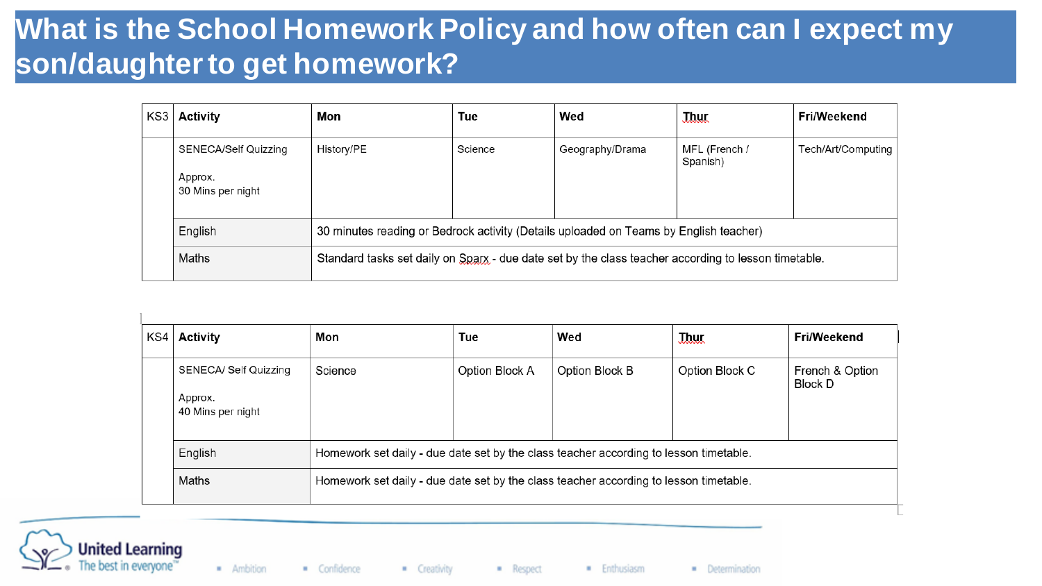# What is the School Homework Policy and how often can I expect my son/daughter to get homework?

| KS3 | Activity | Mon | Tue | Wed | Thur | Fri/Weekend |
|---|---|---|---|---|---|---|
| | SENECA/Self Quizzing<br><br>Approx.<br>30 Mins per night | History/PE | Science | Geography/Drama | MFL (French / Spanish) | Tech/Art/Computing |
| | English | 30 minutes reading or Bedrock activity (Details uploaded on Teams by English teacher) | | | | |
| | Maths | Standard tasks set daily on Sparx - due date set by the class teacher according to lesson timetable. | | | | |

| KS4 | Activity | Mon | Tue | Wed | Thur | Fri/Weekend |
|---|---|---|---|---|---|---|
| | SENECA/ Self Quizzing<br><br>Approx.<br>40 Mins per night | Science | Option Block A | Option Block B | Option Block C | French & Option Block D |
| | English | Homework set daily - due date set by the class teacher according to lesson timetable. | | | | |
| | Maths | Homework set daily - due date set by the class teacher according to lesson timetable. | | | | |

United Learning
The best in everyone™

- Ambition
- Confidence
- Creativity
- Respect
- Enthusiasm
- Determination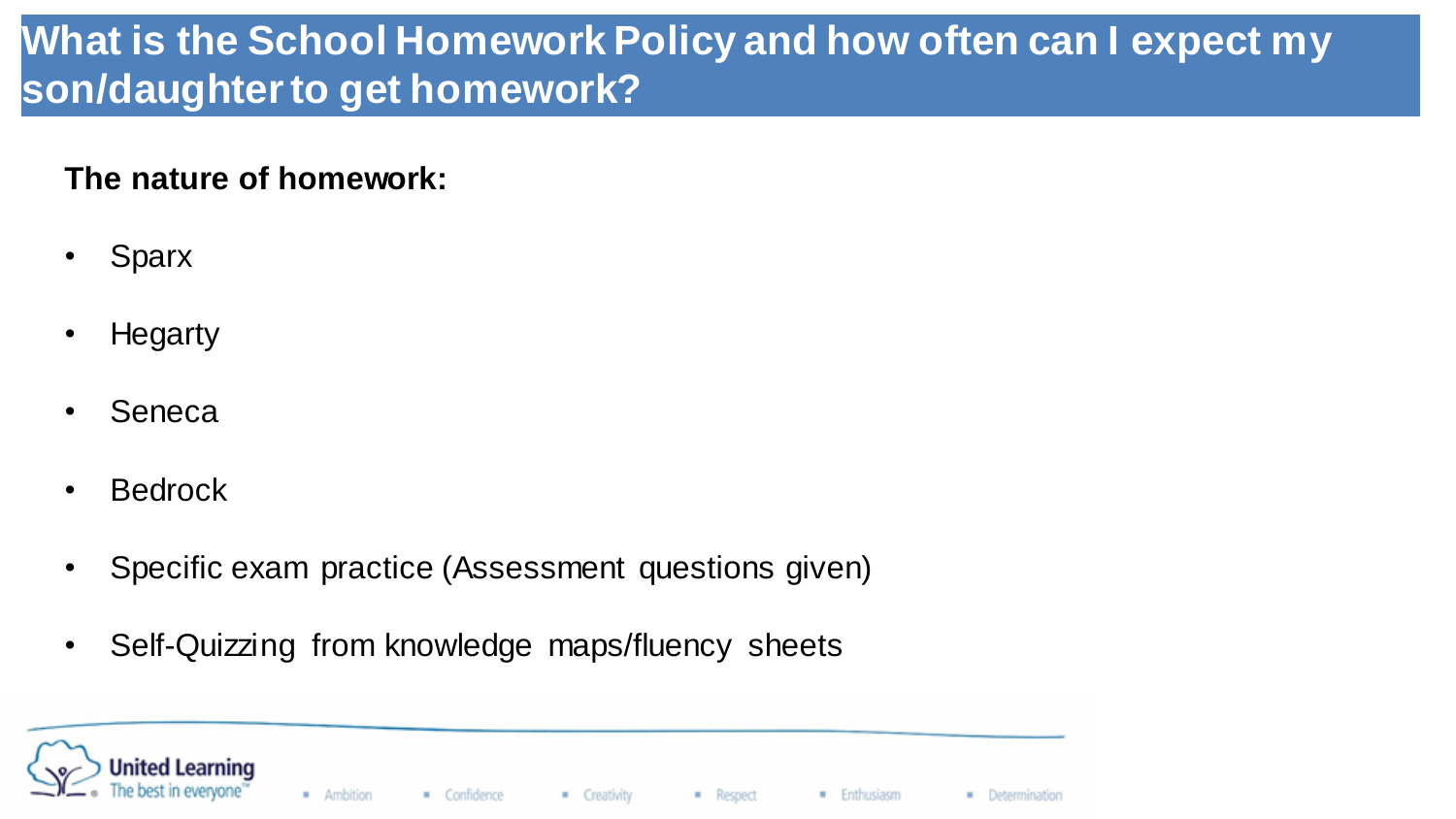## What is the School Homework Policy and how often can I expect my son/daughter to get homework?

**The nature of homework:**

- Sparx
- Hegarty
- Seneca
- Bedrock
- Specific exam practice (Assessment questions given)
- Self-Quizzing from knowledge maps/fluency sheets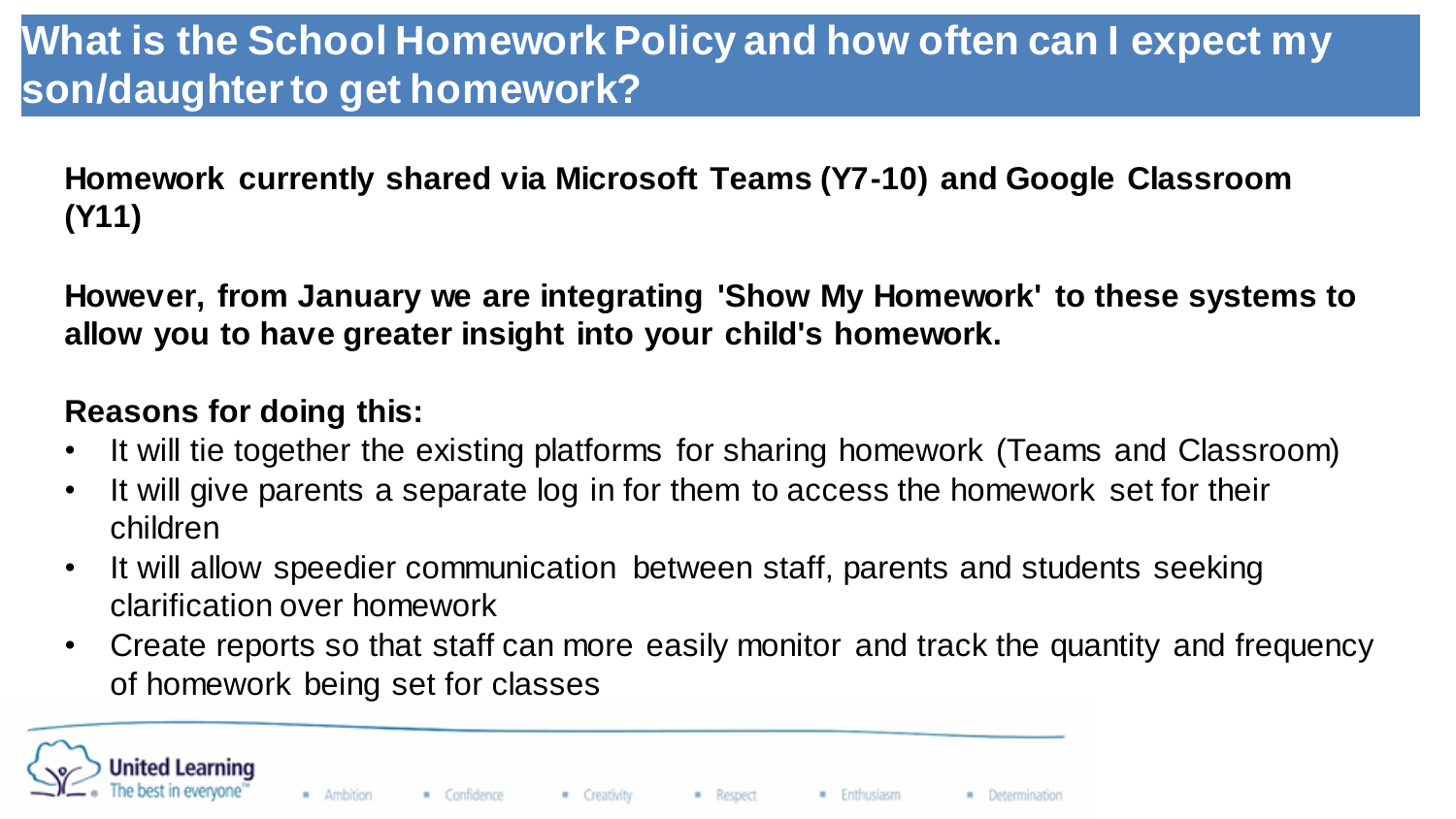# What is the School Homework Policy and how often can I expect my son/daughter to get homework?

**Homework currently shared via Microsoft Teams (Y7-10) and Google Classroom (Y11)**

**However, from January we are integrating 'Show My Homework' to these systems to allow you to have greater insight into your child's homework.**

**Reasons for doing this:**

- It will tie together the existing platforms for sharing homework (Teams and Classroom)
- It will give parents a separate log in for them to access the homework set for their children
- It will allow speedier communication between staff, parents and students seeking clarification over homework
- Create reports so that staff can more easily monitor and track the quantity and frequency of homework being set for classes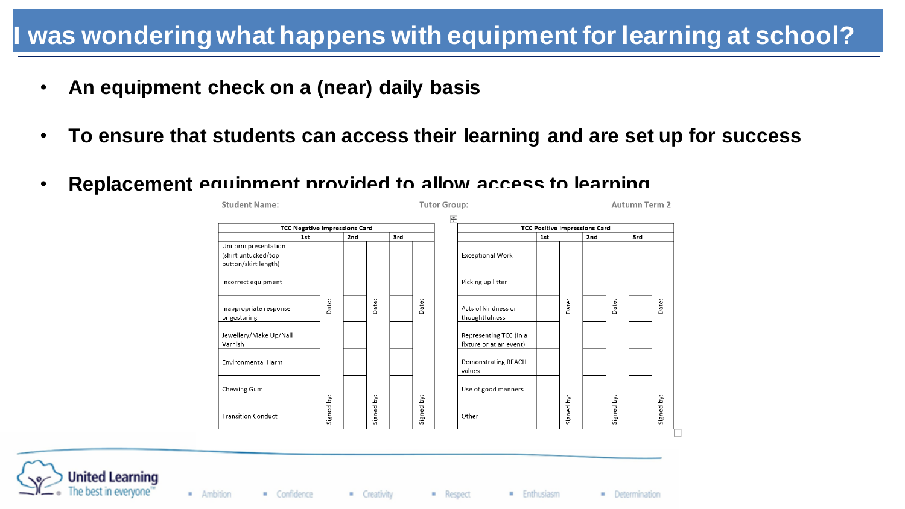# I was wondering what happens with equipment for learning at school?

- **An equipment check on a (near) daily basis**
- **To ensure that students can access their learning and are set up for success**
- **Replacement equipment provided to allow access to learning**

Student Name: Tutor Group: Autumn Term 2

| TCC Negative Impressions Card | | | | | | |
|---|---|---|---|---|---|---|
| | 1st | | 2nd | | 3rd | |
| Uniform presentation (shirt untucked/top button/skirt length) | | Date: | | Date: | | Date: |
| Incorrect equipment | | | | | | |
| Inappropriate response or gesturing | | | | | | |
| Jewellery/Make Up/Nail Varnish | | | | | | |
| Environmental Harm | | | | | | |
| Chewing Gum | | Signed by: | | Signed by: | | Signed by: |
| Transition Conduct | | | | | | |

| TCC Positive Impressions Card | | | | | | |
|---|---|---|---|---|---|---|
| | 1st | | 2nd | | 3rd | |
| Exceptional Work | | Date: | | Date: | | Date: |
| Picking up litter | | | | | | |
| Acts of kindness or thoughtfulness | | | | | | |
| Representing TCC (in a fixture or at an event) | | | | | | |
| Demonstrating REACH values | | | | | | |
| Use of good manners | | Signed by: | | Signed by: | | Signed by: |
| Other | | | | | | |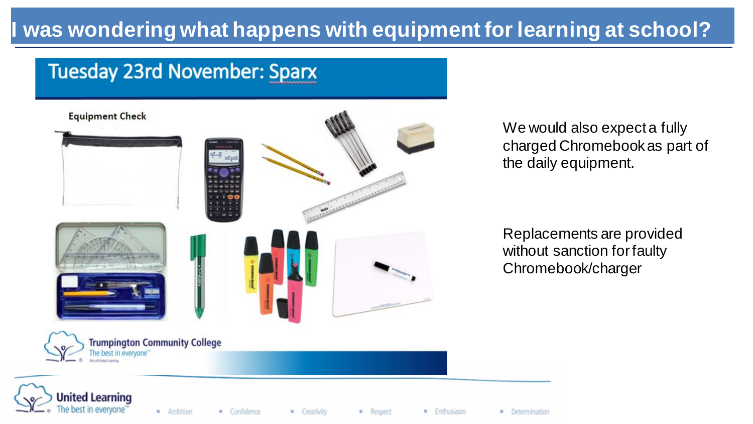# I was wondering what happens with equipment for learning at school?

## Tuesday 23rd November: Sparx

**Equipment Check**

Trumpington Community College
The best in everyone

We would also expect a fully charged Chromebook as part of the daily equipment.

Replacements are provided without sanction for faulty Chromebook/charger

United Learning
The best in everyone

- Ambition
- Confidence
- Creativity
- Respect
- Enthusiasm
- Determination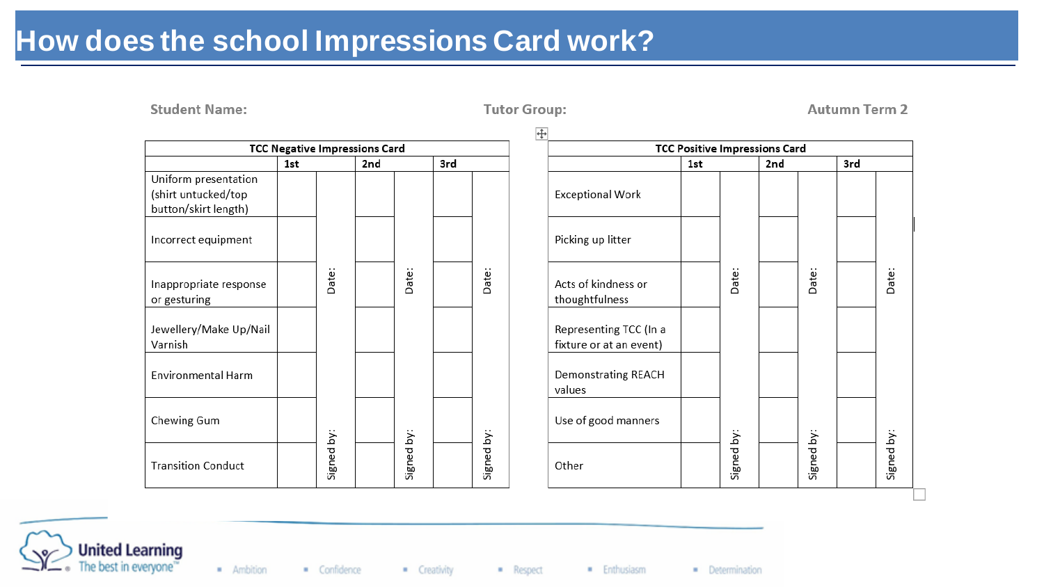# How does the school Impressions Card work?

**Student Name:** **Tutor Group:** **Autumn Term 2**

| TCC Negative Impressions Card | | | | | | |
|---|---|---|---|---|---|---|
| | 1st | | 2nd | | 3rd | |
| Uniform presentation (shirt untucked/top button/skirt length) | | Date: Signed by: | | Date: Signed by: | | Date: Signed by: |
| Incorrect equipment | | | | | | |
| Inappropriate response or gesturing | | | | | | |
| Jewellery/Make Up/Nail Varnish | | | | | | |
| Environmental Harm | | | | | | |
| Chewing Gum | | | | | | |
| Transition Conduct | | | | | | |

| TCC Positive Impressions Card | | | | | | |
|---|---|---|---|---|---|---|
| | 1st | | 2nd | | 3rd | |
| Exceptional Work | | Date: Signed by: | | Date: Signed by: | | Date: Signed by: |
| Picking up litter | | | | | | |
| Acts of kindness or thoughtfulness | | | | | | |
| Representing TCC (In a fixture or at an event) | | | | | | |
| Demonstrating REACH values | | | | | | |
| Use of good manners | | | | | | |
| Other | | | | | | |

United Learning
The best in everyone™

- Ambition
- Confidence
- Creativity
- Respect
- Enthusiasm
- Determination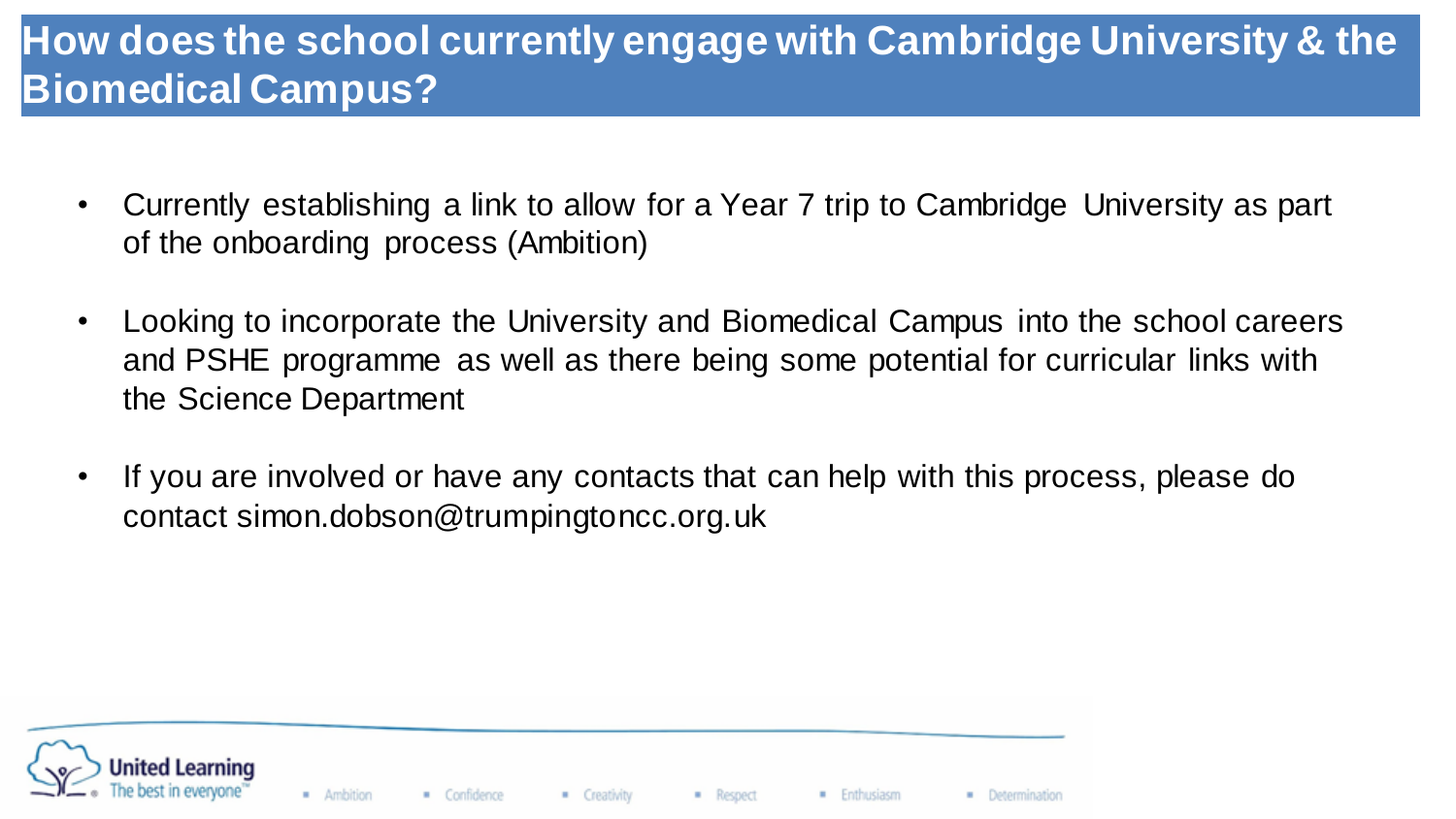# How does the school currently engage with Cambridge University & the Biomedical Campus?

- Currently establishing a link to allow for a Year 7 trip to Cambridge University as part of the onboarding process (Ambition)
- Looking to incorporate the University and Biomedical Campus into the school careers and PSHE programme as well as there being some potential for curricular links with the Science Department
- If you are involved or have any contacts that can help with this process, please do contact simon.dobson@trumpingtoncc.org.uk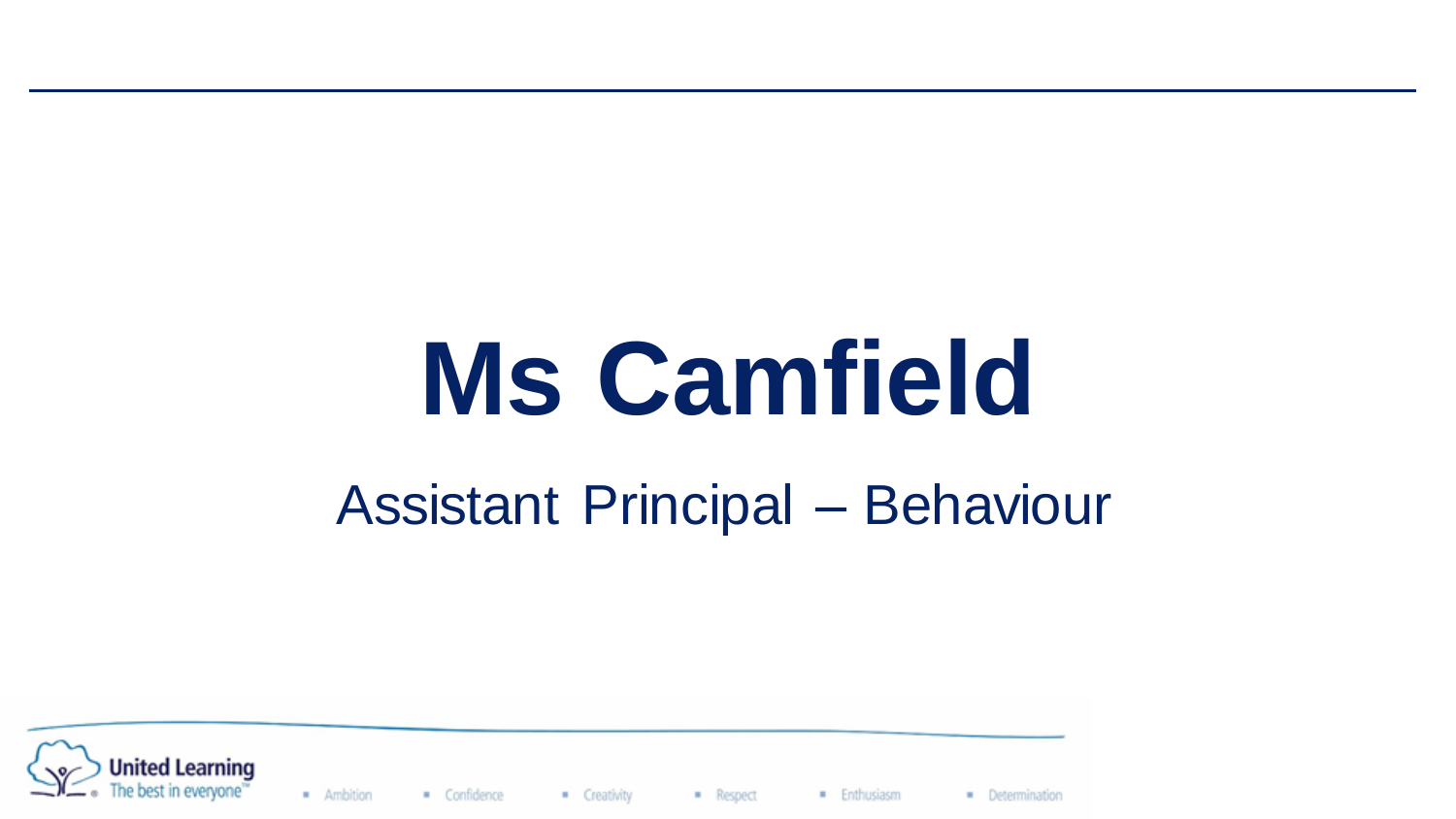# Ms Camfield

Assistant Principal – Behaviour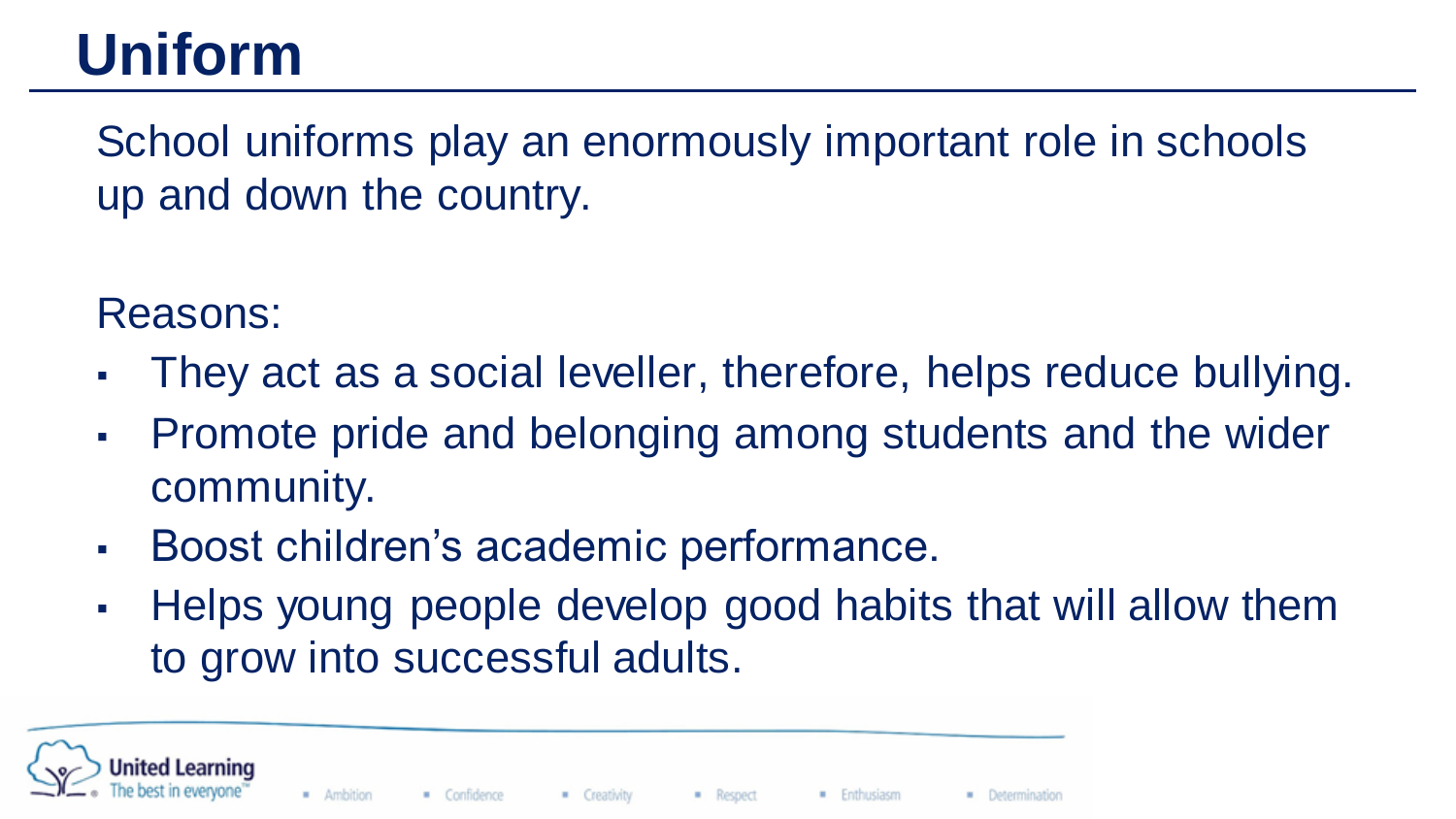# Uniform

School uniforms play an enormously important role in schools up and down the country.

Reasons:

- They act as a social leveller, therefore, helps reduce bullying.
- Promote pride and belonging among students and the wider community.
- Boost children's academic performance.
- Helps young people develop good habits that will allow them to grow into successful adults.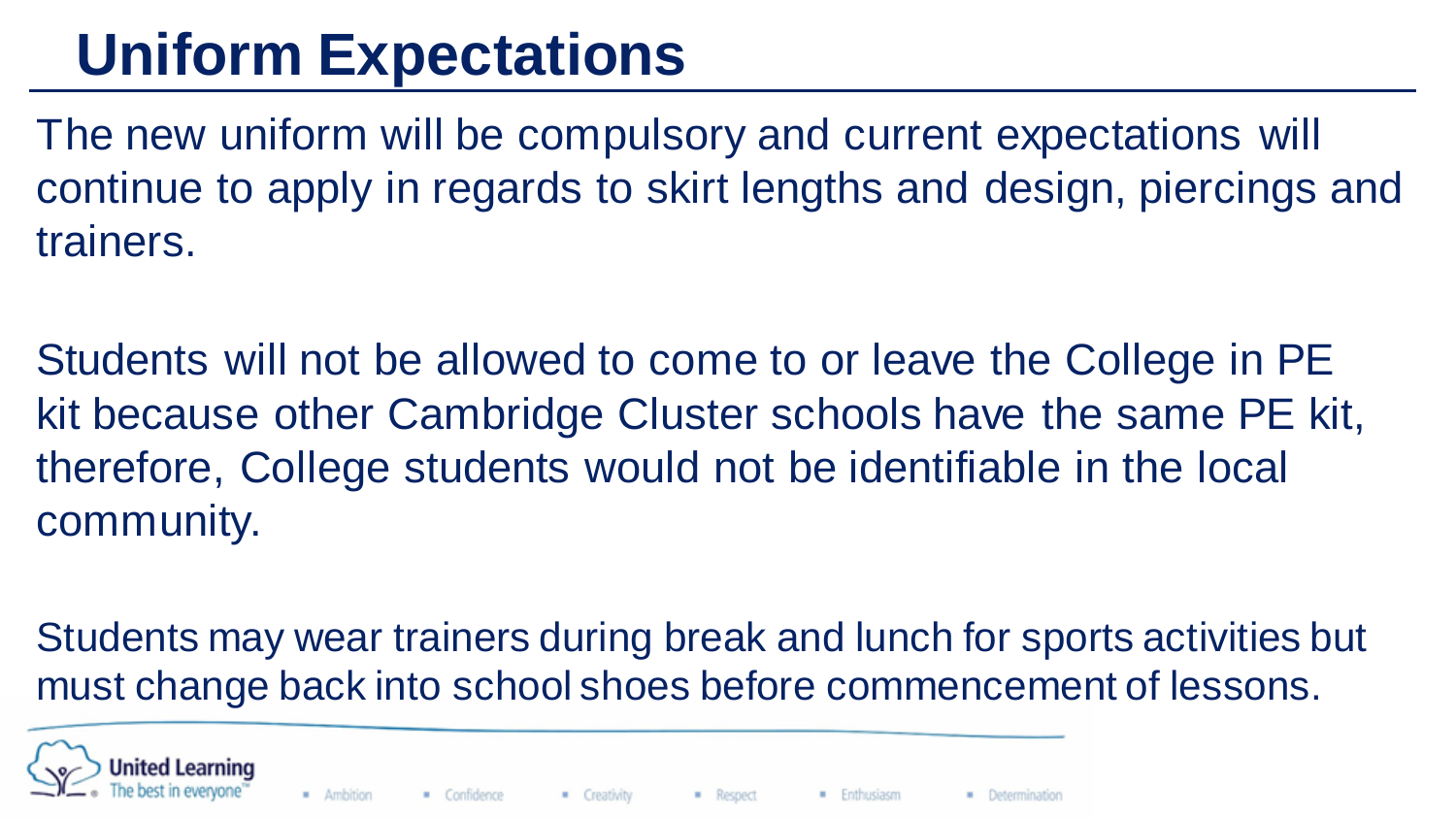# Uniform Expectations

The new uniform will be compulsory and current expectations will continue to apply in regards to skirt lengths and design, piercings and trainers.

Students will not be allowed to come to or leave the College in PE kit because other Cambridge Cluster schools have the same PE kit, therefore, College students would not be identifiable in the local community.

Students may wear trainers during break and lunch for sports activities but must change back into school shoes before commencement of lessons.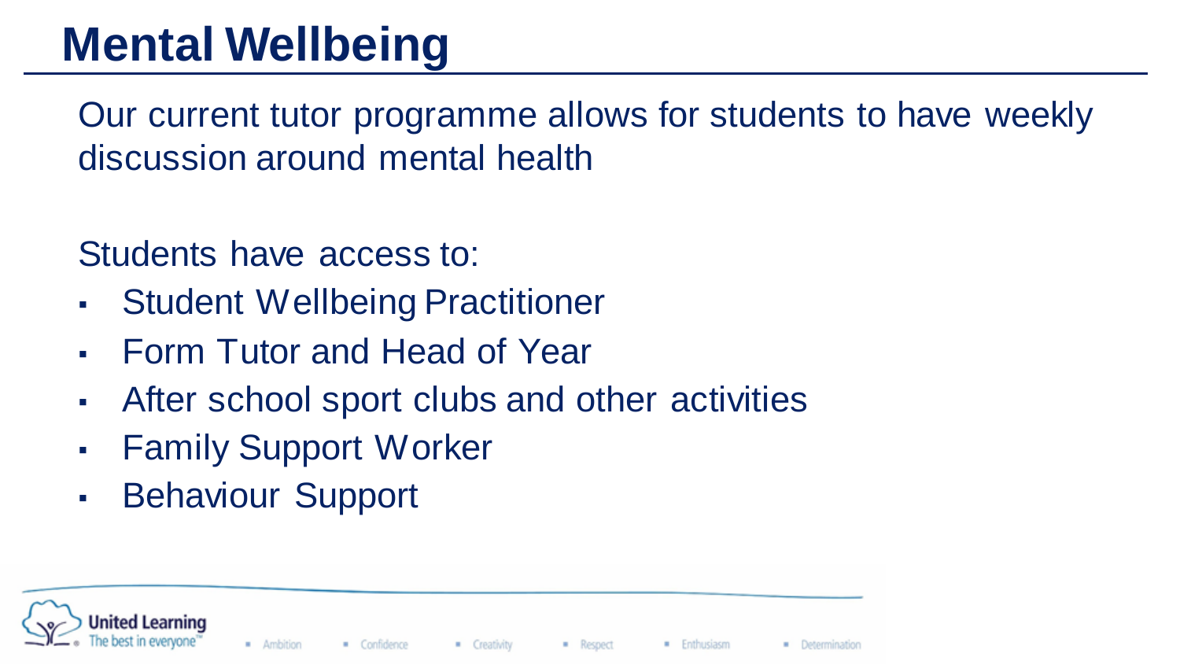# Mental Wellbeing

Our current tutor programme allows for students to have weekly discussion around mental health

Students have access to:

- Student Wellbeing Practitioner
- Form Tutor and Head of Year
- After school sport clubs and other activities
- Family Support Worker
- Behaviour Support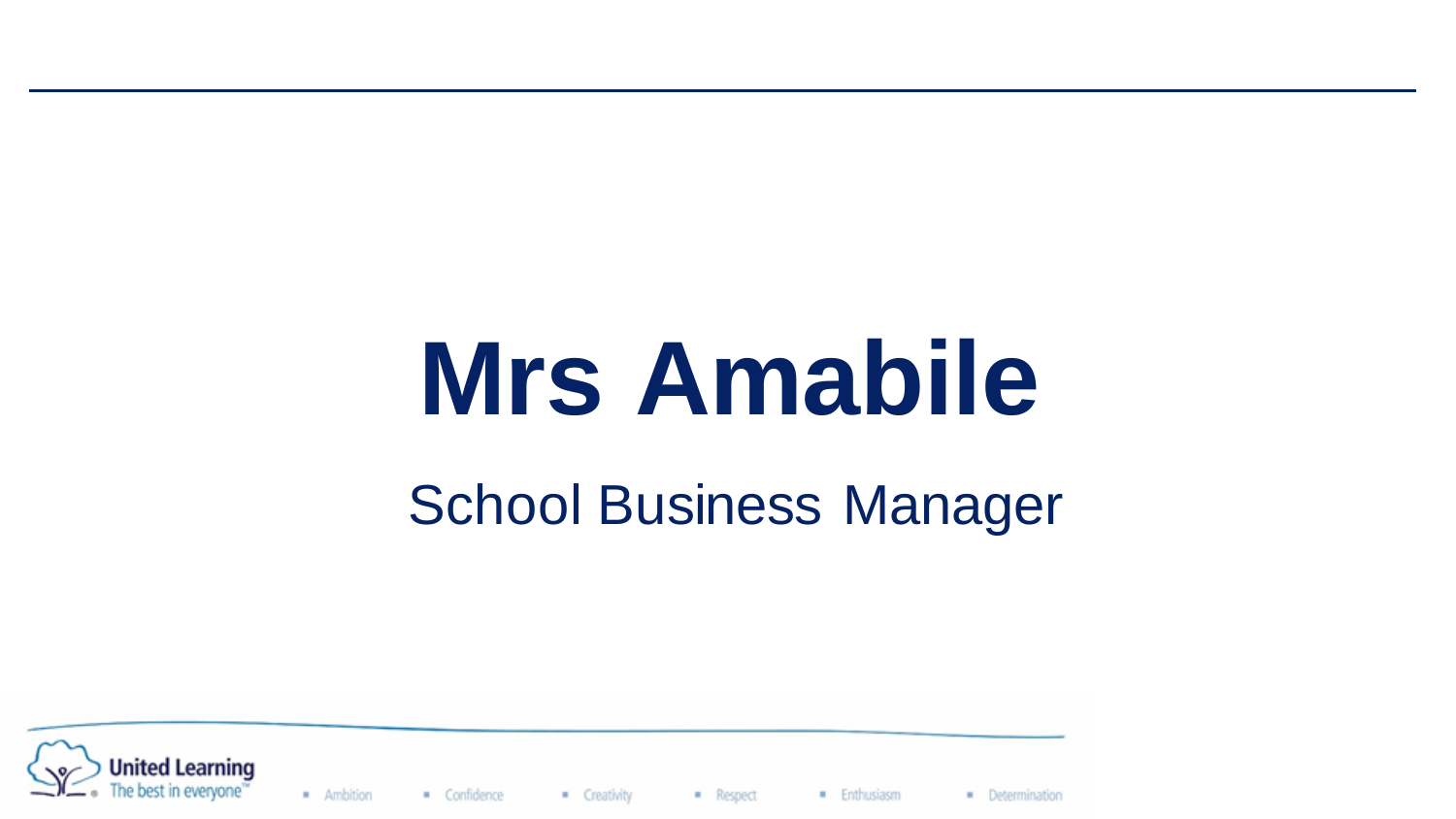# Mrs Amabile

School Business Manager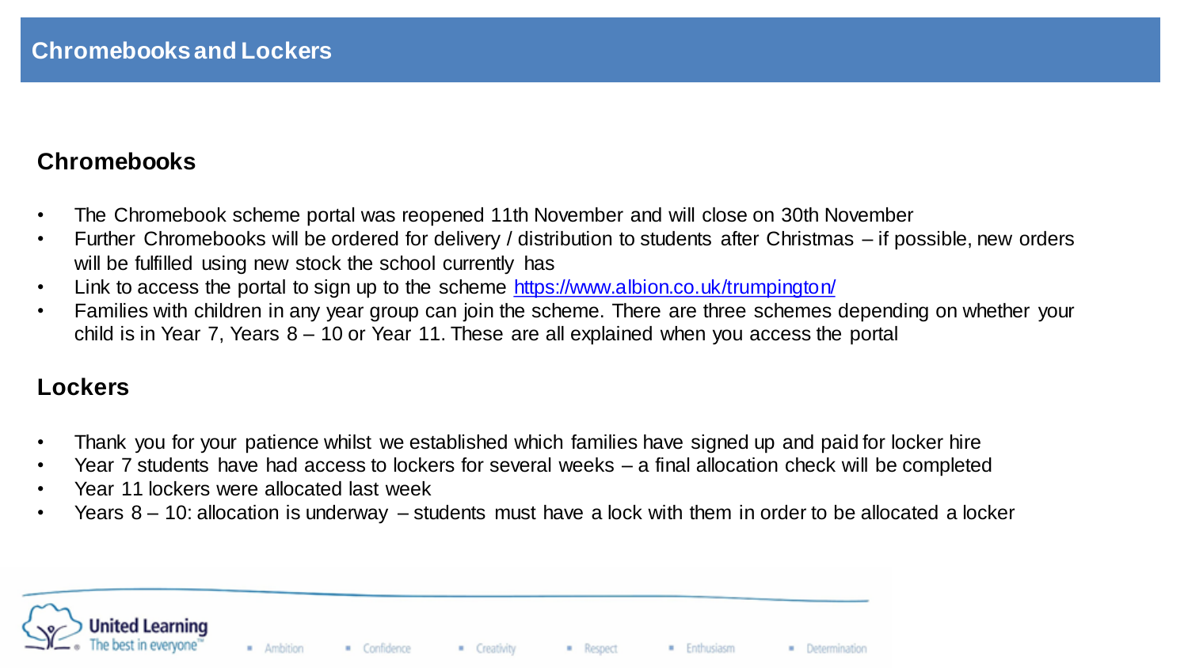# Chromebooks and Lockers

## Chromebooks

- The Chromebook scheme portal was reopened 11th November and will close on 30th November
- Further Chromebooks will be ordered for delivery / distribution to students after Christmas – if possible, new orders will be fulfilled using new stock the school currently has
- Link to access the portal to sign up to the scheme https://www.albion.co.uk/trumpington/
- Families with children in any year group can join the scheme. There are three schemes depending on whether your child is in Year 7, Years 8 – 10 or Year 11. These are all explained when you access the portal

## Lockers

- Thank you for your patience whilst we established which families have signed up and paid for locker hire
- Year 7 students have had access to lockers for several weeks – a final allocation check will be completed
- Year 11 lockers were allocated last week
- Years 8 – 10: allocation is underway – students must have a lock with them in order to be allocated a locker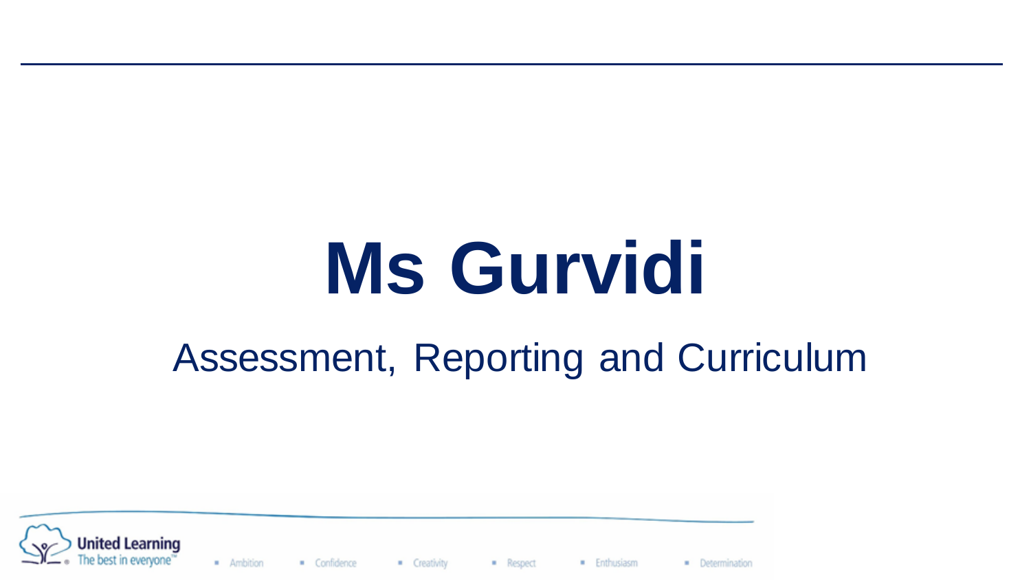# Ms Gurvidi

Assessment, Reporting and Curriculum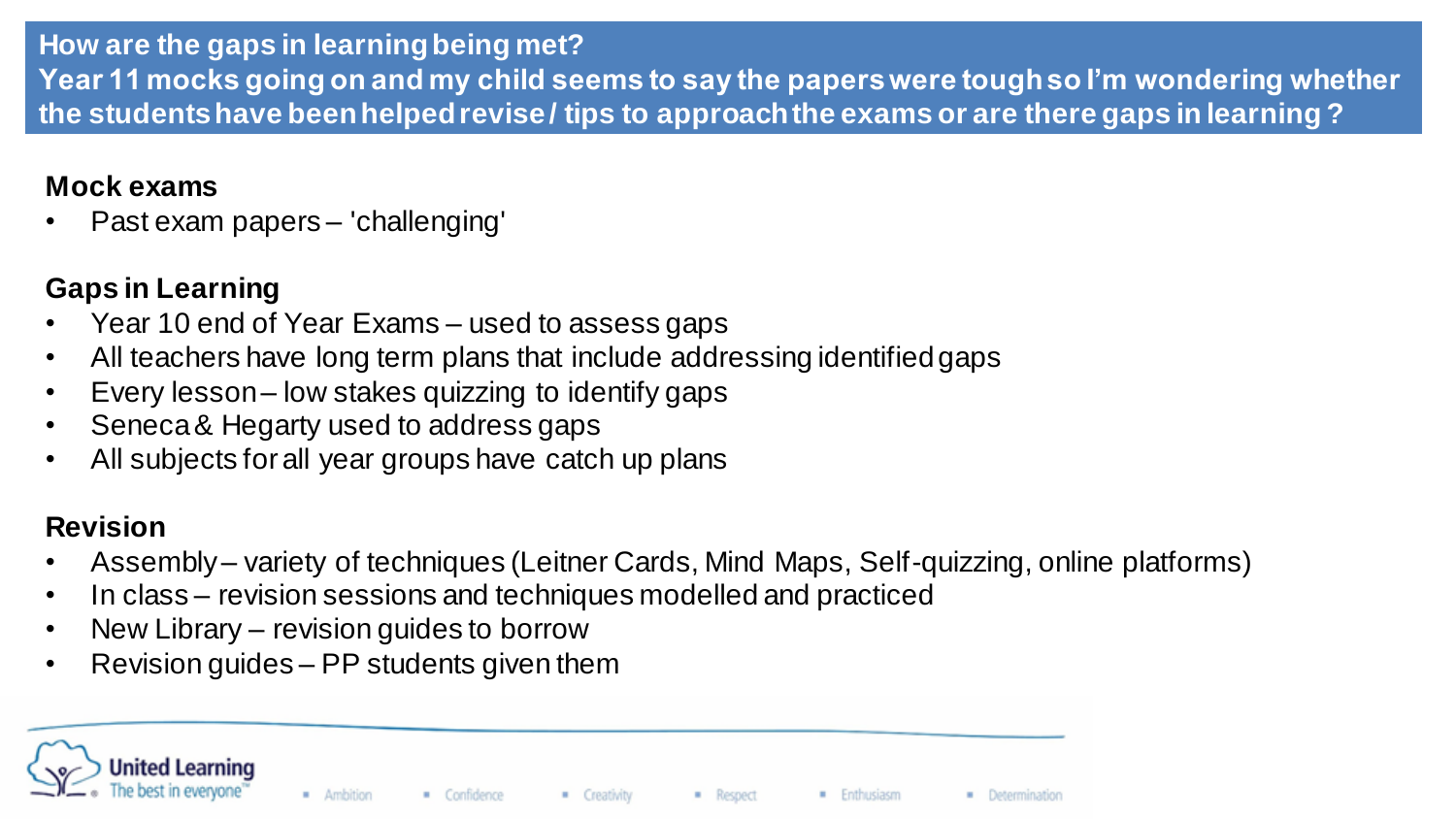## How are the gaps in learning being met?

## Year 11 mocks going on and my child seems to say the papers were tough so I'm wondering whether the students have been helped revise / tips to approach the exams or are there gaps in learning ?

**Mock exams**

- Past exam papers – 'challenging'

**Gaps in Learning**

- Year 10 end of Year Exams – used to assess gaps
- All teachers have long term plans that include addressing identified gaps
- Every lesson – low stakes quizzing to identify gaps
- Seneca & Hegarty used to address gaps
- All subjects for all year groups have catch up plans

**Revision**

- Assembly – variety of techniques (Leitner Cards, Mind Maps, Self-quizzing, online platforms)
- In class – revision sessions and techniques modelled and practiced
- New Library – revision guides to borrow
- Revision guides – PP students given them

United Learning
The best in everyone™

- Ambition
- Confidence
- Creativity
- Respect
- Enthusiasm
- Determination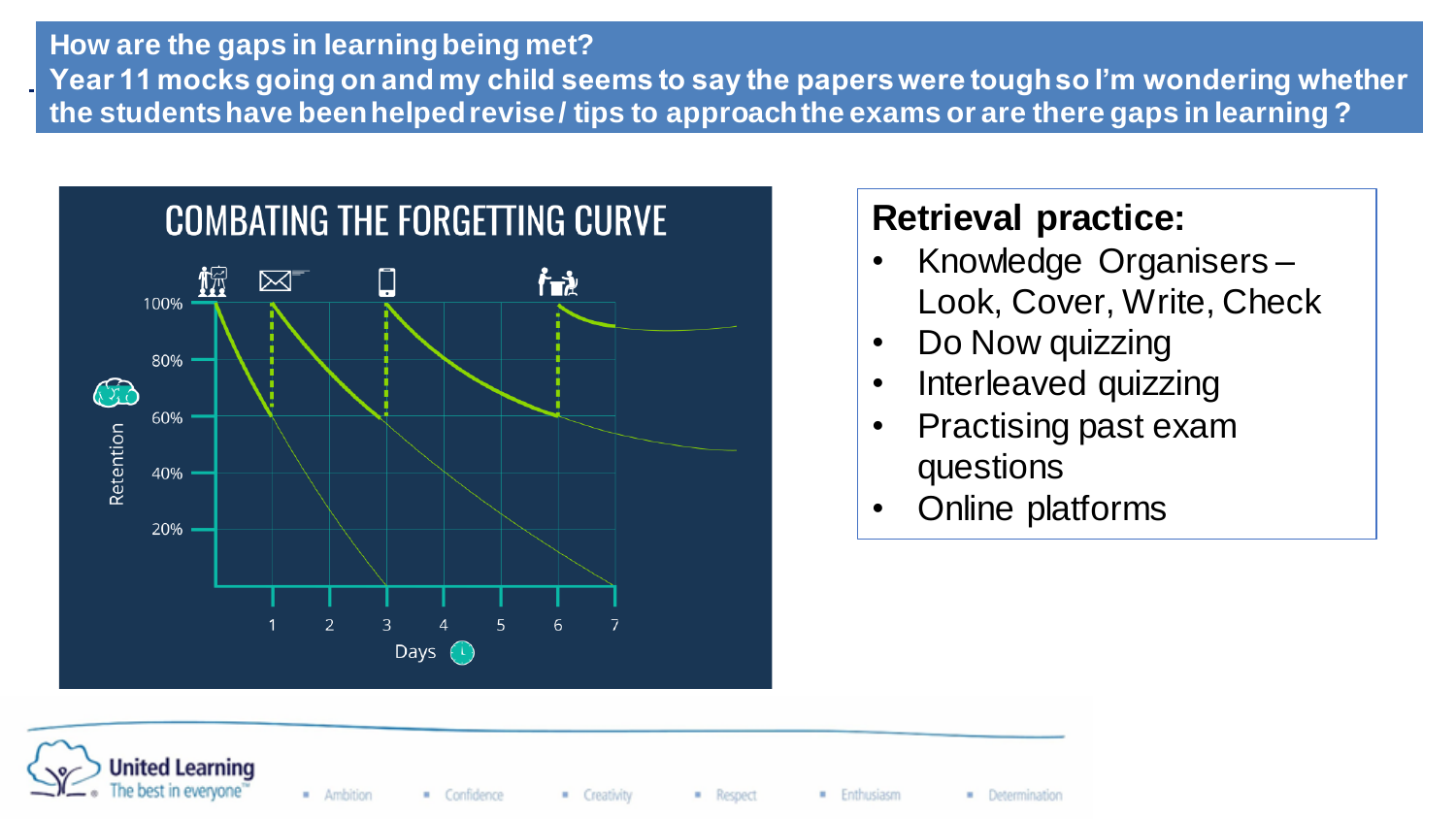## How are the gaps in learning being met?

**Year 11 mocks going on and my child seems to say the papers were tough so I'm wondering whether the students have been helped revise / tips to approach the exams or are there gaps in learning ?**

COMBATING THE FORGETTING CURVE

Retention: 100%, 80%, 60%, 40%, 20%

Days: 1, 2, 3, 4, 5, 6, 7

**Retrieval practice:**

- Knowledge Organisers – Look, Cover, Write, Check
- Do Now quizzing
- Interleaved quizzing
- Practising past exam questions
- Online platforms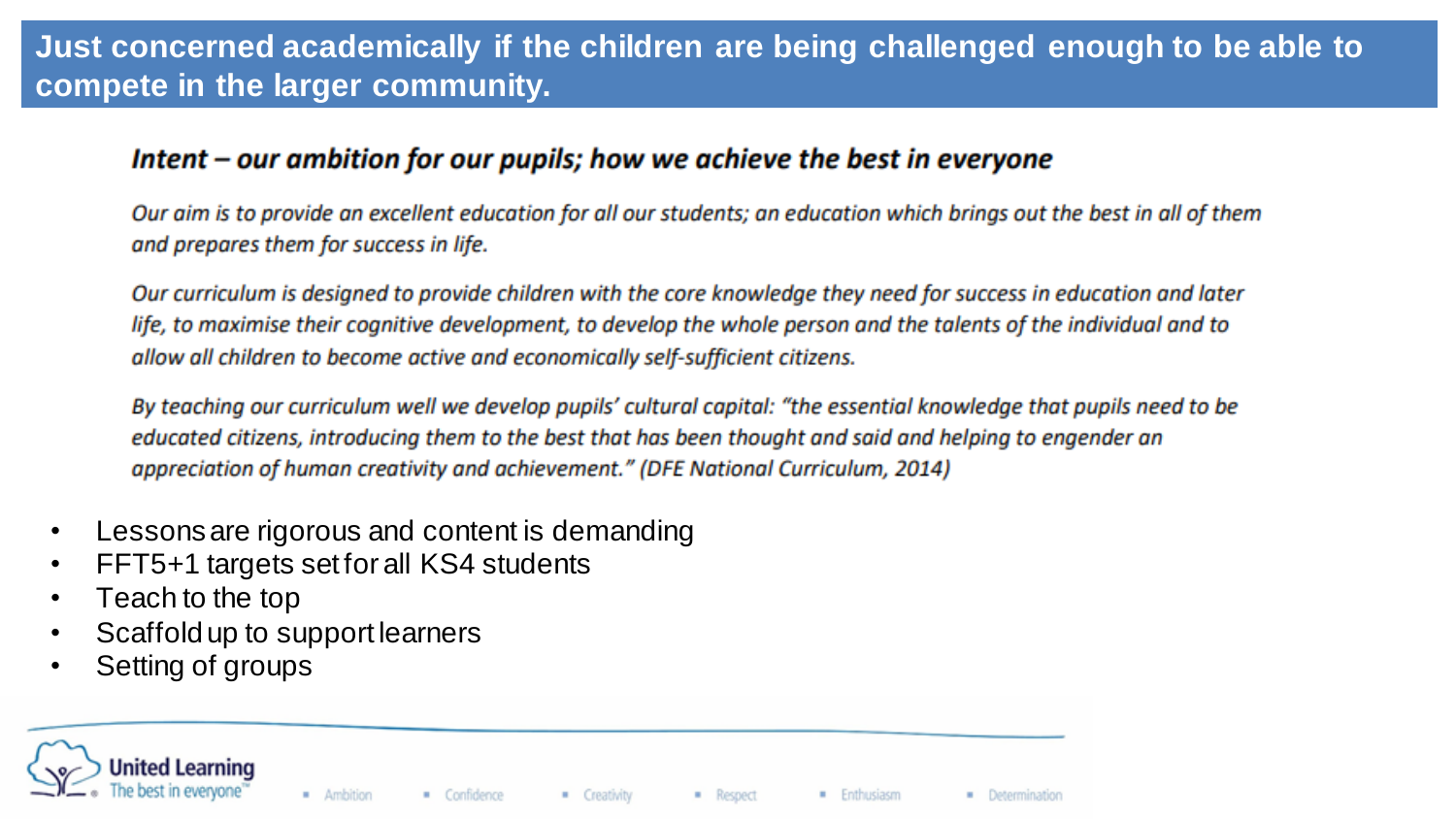## Just concerned academically if the children are being challenged enough to be able to compete in the larger community.

### *Intent – our ambition for our pupils; how we achieve the best in everyone*

*Our aim is to provide an excellent education for all our students; an education which brings out the best in all of them and prepares them for success in life.*

*Our curriculum is designed to provide children with the core knowledge they need for success in education and later life, to maximise their cognitive development, to develop the whole person and the talents of the individual and to allow all children to become active and economically self-sufficient citizens.*

*By teaching our curriculum well we develop pupils' cultural capital: "the essential knowledge that pupils need to be educated citizens, introducing them to the best that has been thought and said and helping to engender an appreciation of human creativity and achievement." (DFE National Curriculum, 2014)*

- Lessons are rigorous and content is demanding
- FFT5+1 targets set for all KS4 students
- Teach to the top
- Scaffold up to support learners
- Setting of groups

United Learning
The best in everyone™

- Ambition
- Confidence
- Creativity
- Respect
- Enthusiasm
- Determination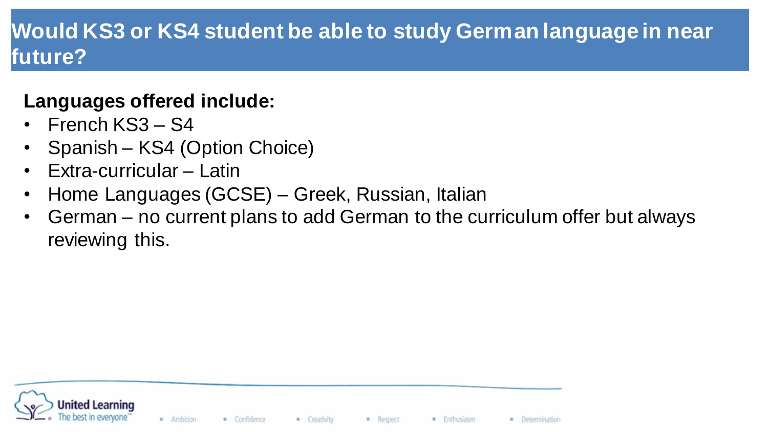## Would KS3 or KS4 student be able to study German language in near future?

**Languages offered include:**

- French KS3 – S4
- Spanish – KS4 (Option Choice)
- Extra-curricular – Latin
- Home Languages (GCSE) – Greek, Russian, Italian
- German – no current plans to add German to the curriculum offer but always reviewing this.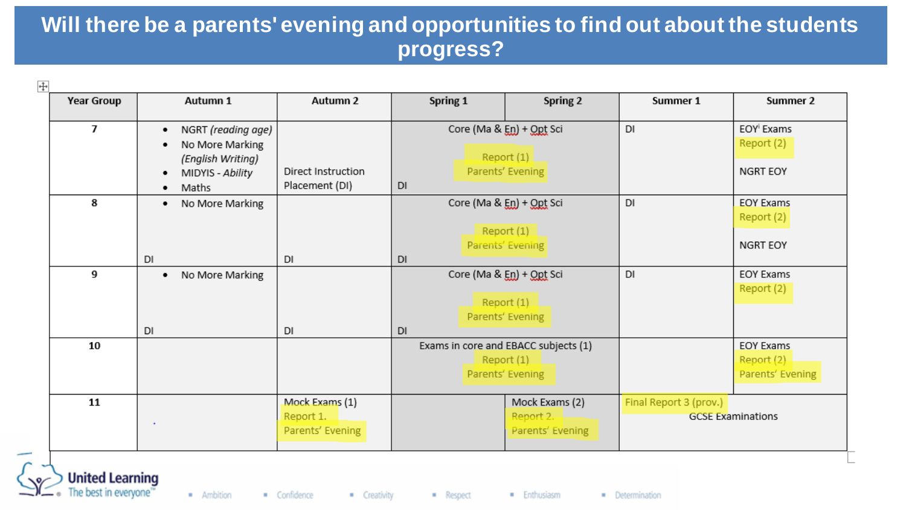# Will there be a parents' evening and opportunities to find out about the students progress?

| Year Group | Autumn 1 | Autumn 2 | Spring 1 | Spring 2 | Summer 1 | Summer 2 |
|---|---|---|---|---|---|---|
| 7 | • NGRT *(reading age)*<br>• No More Marking *(English Writing)*<br>• MIDYIS - *Ability*<br>• Maths | Direct Instruction Placement (DI) | DI<br>Core (Ma & En) + Opt Sci<br>Report (1)<br>Parents' Evening | | DI | EOY Exams<br>Report (2)<br>NGRT EOY |
| 8 | • No More Marking<br>DI | DI | DI<br>Core (Ma & En) + Opt Sci<br>Report (1)<br>Parents' Evening | | DI | EOY Exams<br>Report (2)<br>NGRT EOY |
| 9 | • No More Marking<br>DI | DI | DI<br>Core (Ma & En) + Opt Sci<br>Report (1)<br>Parents' Evening | | DI | EOY Exams<br>Report (2) |
| 10 | | | Exams in core and EBACC subjects (1)<br>Report (1)<br>Parents' Evening | | | EOY Exams<br>Report (2)<br>Parents' Evening |
| 11 | | Mock Exams (1)<br>Report 1.<br>Parents' Evening | | Mock Exams (2)<br>Report 2.<br>Parents' Evening | Final Report 3 (prov.)<br>GCSE Examinations | |

United Learning — The best in everyone

• Ambition • Confidence • Creativity • Respect • Enthusiasm • Determination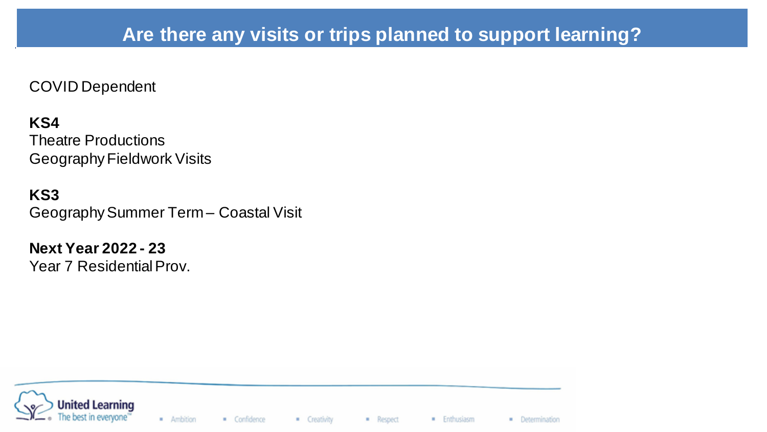# Are there any visits or trips planned to support learning?

COVID Dependent

**KS4**
Theatre Productions
Geography Fieldwork Visits

**KS3**
Geography Summer Term – Coastal Visit

**Next Year 2022 - 23**
Year 7 Residential Prov.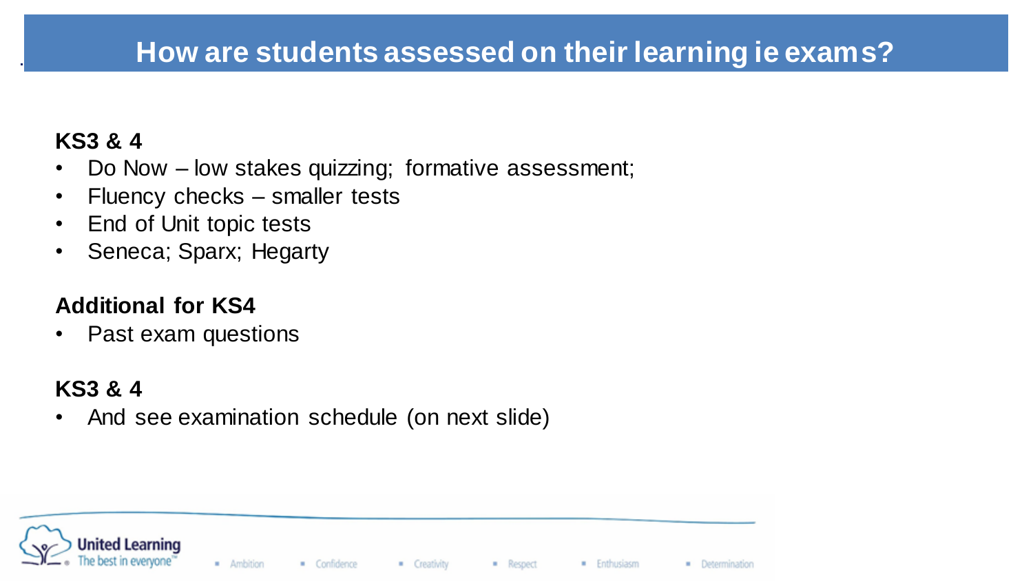# How are students assessed on their learning ie exams?

**KS3 & 4**

- Do Now – low stakes quizzing; formative assessment;
- Fluency checks – smaller tests
- End of Unit topic tests
- Seneca; Sparx; Hegarty

**Additional for KS4**

- Past exam questions

**KS3 & 4**

- And see examination schedule (on next slide)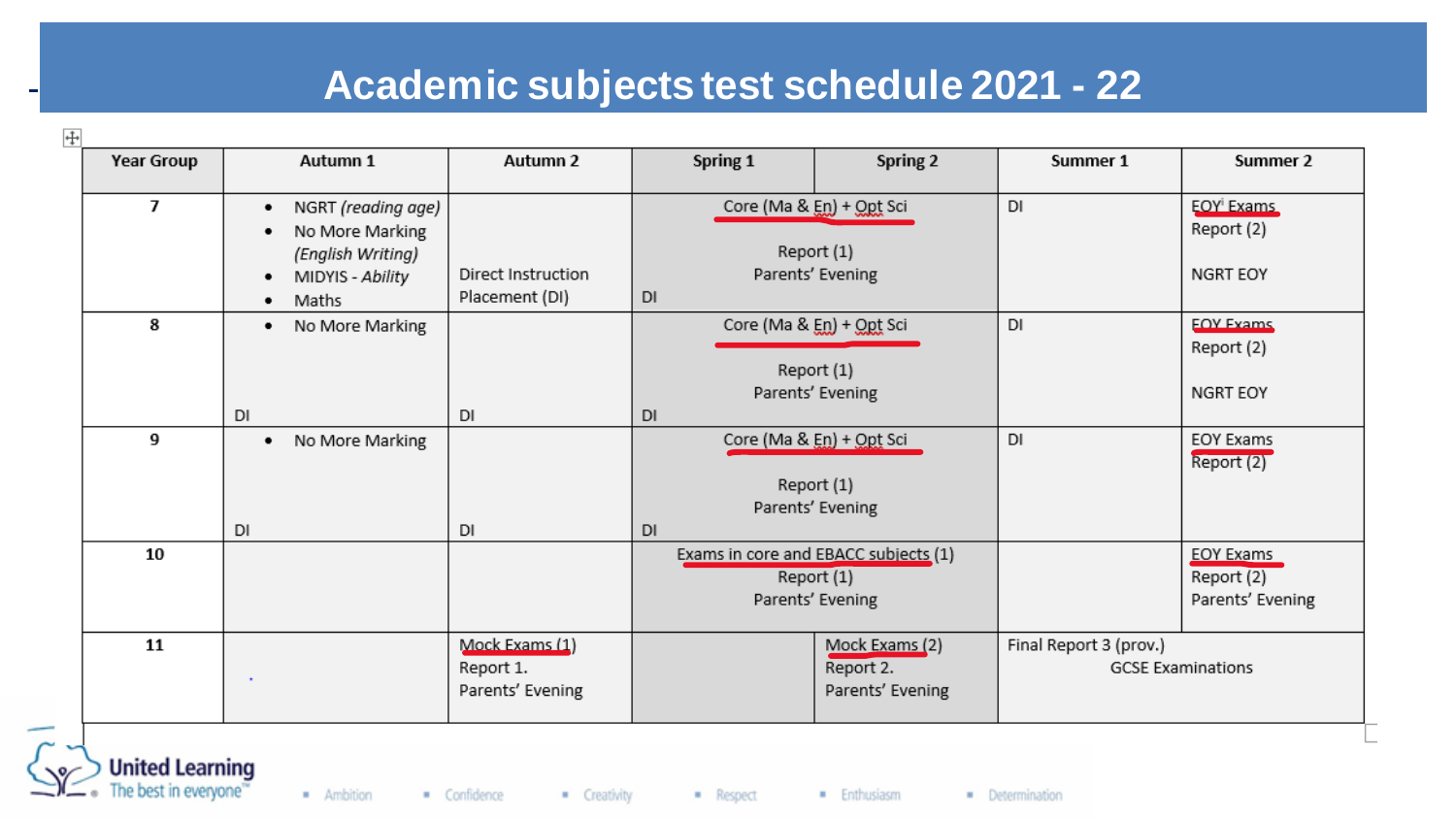# Academic subjects test schedule 2021 - 22

| Year Group | Autumn 1 | Autumn 2 | Spring 1 | Spring 2 | Summer 1 | Summer 2 |
|---|---|---|---|---|---|---|
| 7 | • NGRT *(reading age)*<br>• No More Marking *(English Writing)*<br>• MIDYIS - *Ability*<br>• Maths | Direct Instruction Placement (DI) | Core (Ma & En) + Opt Sci<br>Report (1)<br>Parents' Evening<br>DI | | DI | EOY Exams<br>Report (2)<br>NGRT EOY |
| 8 | • No More Marking<br>DI | DI | Core (Ma & En) + Opt Sci<br>Report (1)<br>Parents' Evening<br>DI | | DI | EOY Exams<br>Report (2)<br>NGRT EOY |
| 9 | • No More Marking<br>DI | DI | Core (Ma & En) + Opt Sci<br>Report (1)<br>Parents' Evening<br>DI | | DI | EOY Exams<br>Report (2) |
| 10 | | | Exams in core and EBACC subjects (1)<br>Report (1)<br>Parents' Evening | | | EOY Exams<br>Report (2)<br>Parents' Evening |
| 11 | | Mock Exams (1)<br>Report 1.<br>Parents' Evening | | Mock Exams (2)<br>Report 2.<br>Parents' Evening | Final Report 3 (prov.)<br>GCSE Examinations | |

United Learning
The best in everyone™

• Ambition • Confidence • Creativity • Respect • Enthusiasm • Determination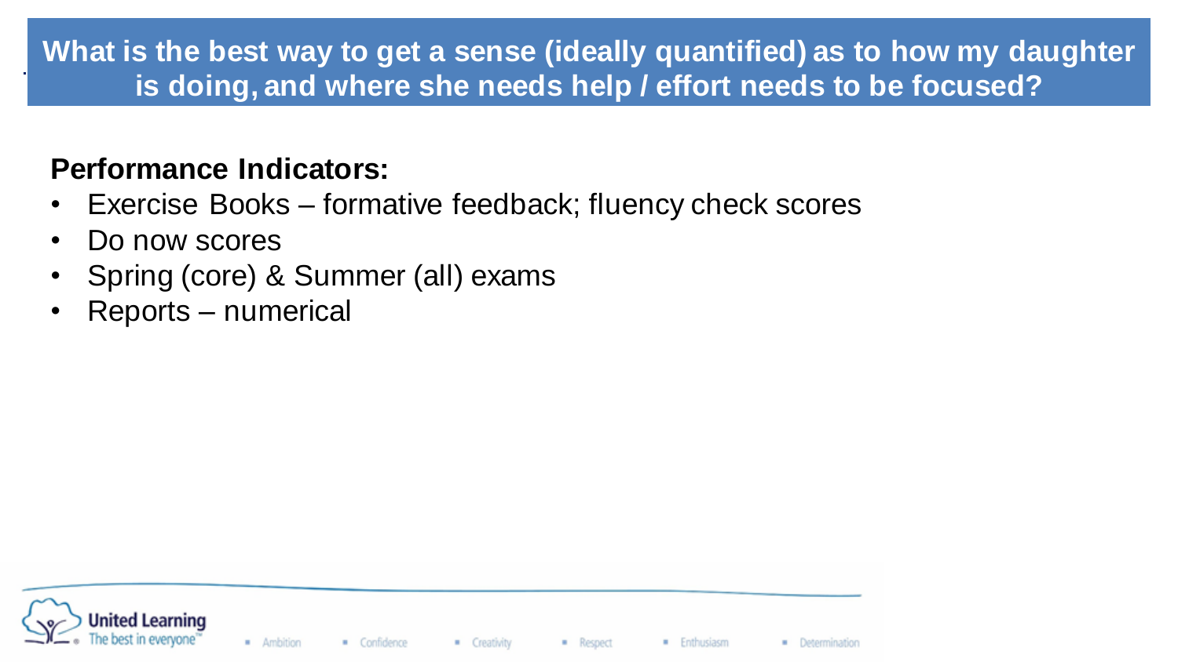# What is the best way to get a sense (ideally quantified) as to how my daughter is doing, and where she needs help / effort needs to be focused?

**Performance Indicators:**

- Exercise Books – formative feedback; fluency check scores
- Do now scores
- Spring (core) & Summer (all) exams
- Reports – numerical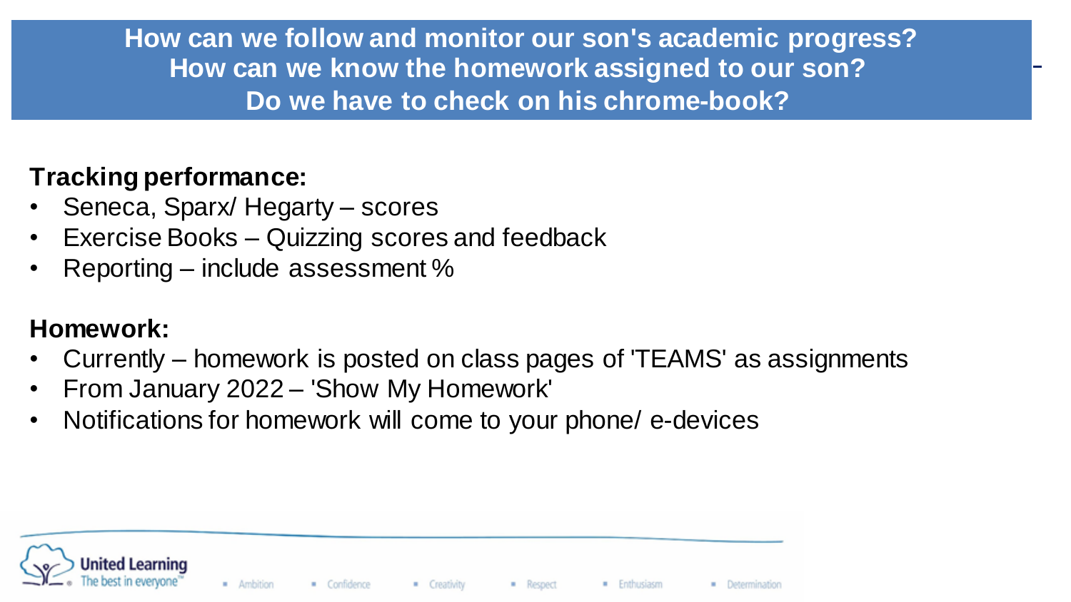## How can we follow and monitor our son's academic progress? How can we know the homework assigned to our son? Do we have to check on his chrome-book?

**Tracking performance:**

- Seneca, Sparx/ Hegarty – scores
- Exercise Books – Quizzing scores and feedback
- Reporting – include assessment %

**Homework:**

- Currently – homework is posted on class pages of 'TEAMS' as assignments
- From January 2022 – 'Show My Homework'
- Notifications for homework will come to your phone/ e-devices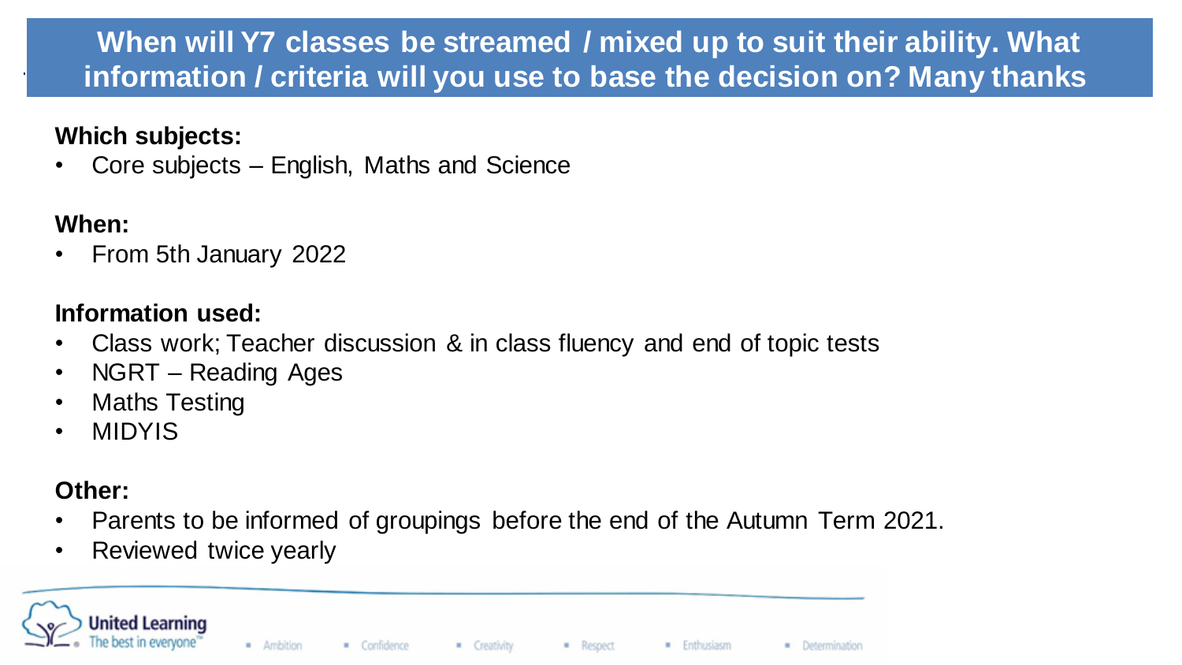## When will Y7 classes be streamed / mixed up to suit their ability. What information / criteria will you use to base the decision on? Many thanks

**Which subjects:**

- Core subjects – English, Maths and Science

**When:**

- From 5th January 2022

**Information used:**

- Class work; Teacher discussion & in class fluency and end of topic tests
- NGRT – Reading Ages
- Maths Testing
- MIDYIS

**Other:**

- Parents to be informed of groupings before the end of the Autumn Term 2021.
- Reviewed twice yearly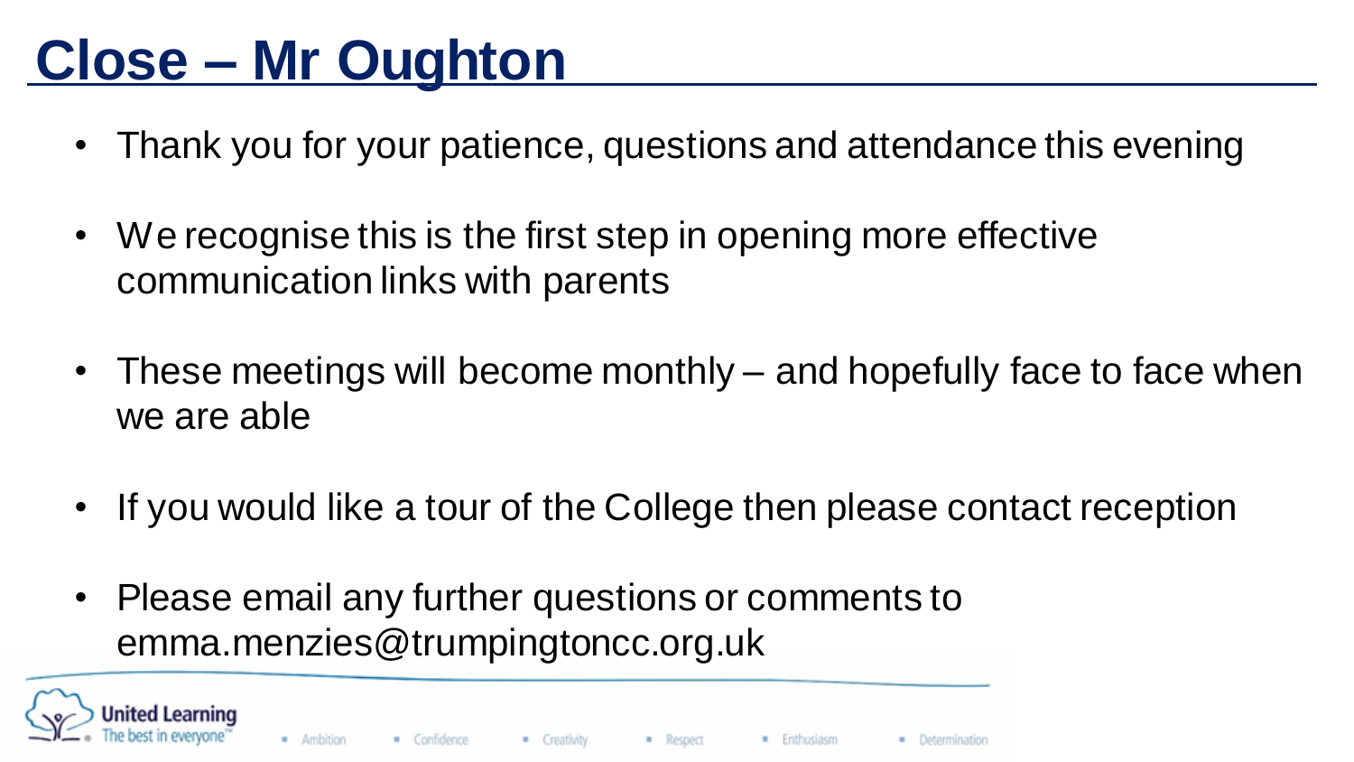# Close – Mr Oughton

- Thank you for your patience, questions and attendance this evening
- We recognise this is the first step in opening more effective communication links with parents
- These meetings will become monthly – and hopefully face to face when we are able
- If you would like a tour of the College then please contact reception
- Please email any further questions or comments to emma.menzies@trumpingtoncc.org.uk